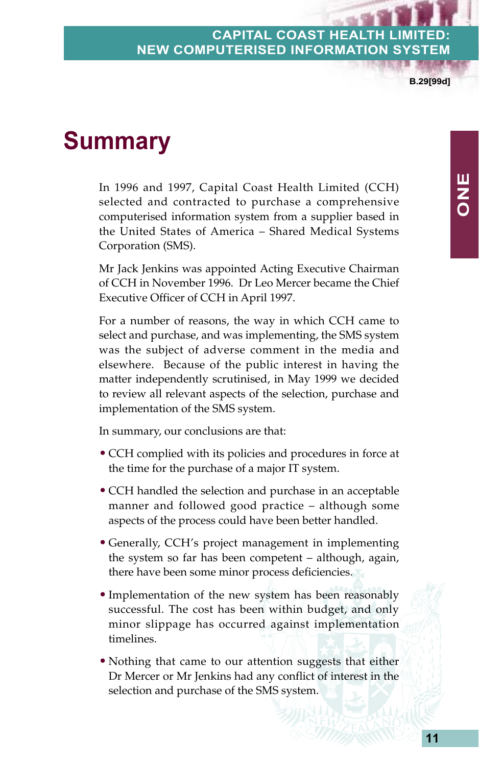# Summary

In 1996 and 1997, Capital Coast Health Limited (CCH) selected and contracted to purchase a comprehensive computerised information system from a supplier based in the United States of America – Shared Medical Systems Corporation (SMS).

Mr Jack Jenkins was appointed Acting Executive Chairman of CCH in November 1996. Dr Leo Mercer became the Chief Executive Officer of CCH in April 1997.

For a number of reasons, the way in which CCH came to select and purchase, and was implementing, the SMS system was the subject of adverse comment in the media and elsewhere. Because of the public interest in having the matter independently scrutinised, in May 1999 we decided to review all relevant aspects of the selection, purchase and implementation of the SMS system.

In summary, our conclusions are that:

- CCH complied with its policies and procedures in force at the time for the purchase of a major IT system.
- CCH handled the selection and purchase in an acceptable manner and followed good practice – although some aspects of the process could have been better handled.
- Generally, CCH's project management in implementing the system so far has been competent – although, again, there have been some minor process deficiencies.
- Implementation of the new system has been reasonably successful. The cost has been within budget, and only minor slippage has occurred against implementation timelines.
- Nothing that came to our attention suggests that either Dr Mercer or Mr Jenkins had any conflict of interest in the selection and purchase of the SMS system.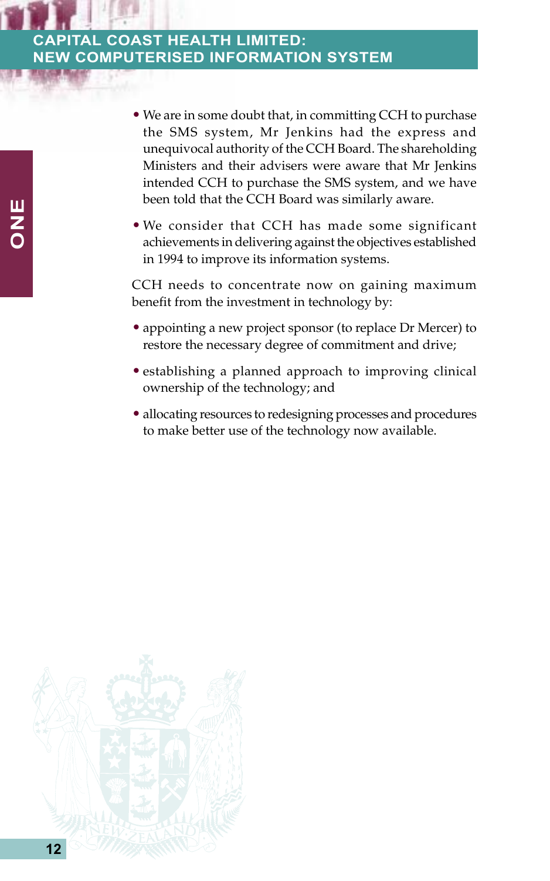- We are in some doubt that, in committing CCH to purchase the SMS system, Mr Jenkins had the express and unequivocal authority of the CCH Board. The shareholding Ministers and their advisers were aware that Mr Jenkins intended CCH to purchase the SMS system, and we have been told that the CCH Board was similarly aware.
- We consider that CCH has made some significant achievements in delivering against the objectives established in 1994 to improve its information systems.

CCH needs to concentrate now on gaining maximum benefit from the investment in technology by:

- appointing a new project sponsor (to replace Dr Mercer) to restore the necessary degree of commitment and drive;
- establishing a planned approach to improving clinical ownership of the technology; and
- allocating resources to redesigning processes and procedures to make better use of the technology now available.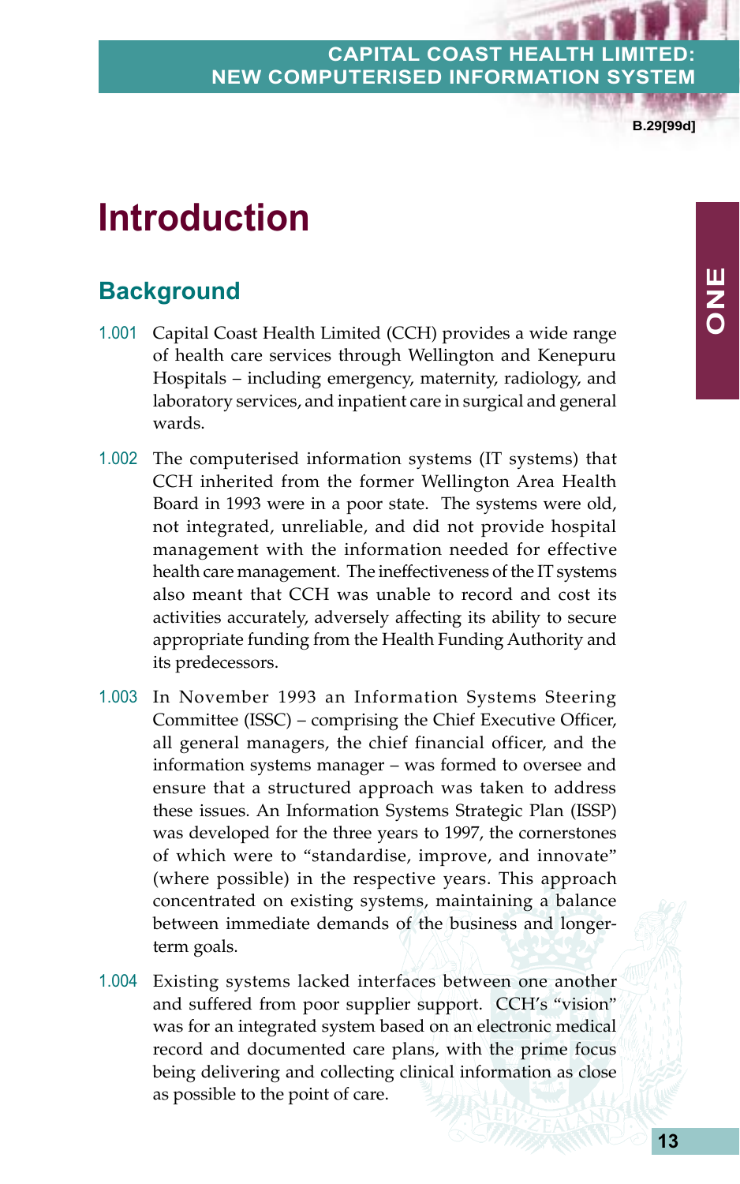# Introduction

## Background

1.001 Capital Coast Health Limited (CCH) provides a wide range of health care services through Wellington and Kenepuru Hospitals – including emergency, maternity, radiology, and laboratory services, and inpatient care in surgical and general wards.

1.002 The computerised information systems (IT systems) that CCH inherited from the former Wellington Area Health Board in 1993 were in a poor state. The systems were old, not integrated, unreliable, and did not provide hospital management with the information needed for effective health care management. The ineffectiveness of the IT systems also meant that CCH was unable to record and cost its activities accurately, adversely affecting its ability to secure appropriate funding from the Health Funding Authority and its predecessors.

1.003 In November 1993 an Information Systems Steering Committee (ISSC) – comprising the Chief Executive Officer, all general managers, the chief financial officer, and the information systems manager – was formed to oversee and ensure that a structured approach was taken to address these issues. An Information Systems Strategic Plan (ISSP) was developed for the three years to 1997, the cornerstones of which were to "standardise, improve, and innovate" (where possible) in the respective years. This approach concentrated on existing systems, maintaining a balance between immediate demands of the business and longer-term goals.

1.004 Existing systems lacked interfaces between one another and suffered from poor supplier support. CCH's "vision" was for an integrated system based on an electronic medical record and documented care plans, with the prime focus being delivering and collecting clinical information as close as possible to the point of care.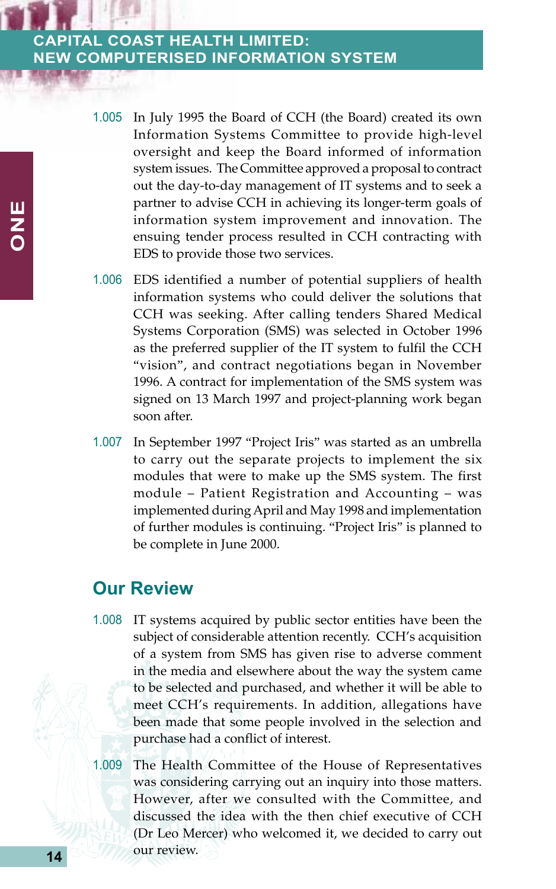1.005 In July 1995 the Board of CCH (the Board) created its own Information Systems Committee to provide high-level oversight and keep the Board informed of information system issues. The Committee approved a proposal to contract out the day-to-day management of IT systems and to seek a partner to advise CCH in achieving its longer-term goals of information system improvement and innovation. The ensuing tender process resulted in CCH contracting with EDS to provide those two services.

1.006 EDS identified a number of potential suppliers of health information systems who could deliver the solutions that CCH was seeking. After calling tenders Shared Medical Systems Corporation (SMS) was selected in October 1996 as the preferred supplier of the IT system to fulfil the CCH "vision", and contract negotiations began in November 1996. A contract for implementation of the SMS system was signed on 13 March 1997 and project-planning work began soon after.

1.007 In September 1997 "Project Iris" was started as an umbrella to carry out the separate projects to implement the six modules that were to make up the SMS system. The first module – Patient Registration and Accounting – was implemented during April and May 1998 and implementation of further modules is continuing. "Project Iris" is planned to be complete in June 2000.

## Our Review

1.008 IT systems acquired by public sector entities have been the subject of considerable attention recently. CCH's acquisition of a system from SMS has given rise to adverse comment in the media and elsewhere about the way the system came to be selected and purchased, and whether it will be able to meet CCH's requirements. In addition, allegations have been made that some people involved in the selection and purchase had a conflict of interest.

1.009 The Health Committee of the House of Representatives was considering carrying out an inquiry into those matters. However, after we consulted with the Committee, and discussed the idea with the then chief executive of CCH (Dr Leo Mercer) who welcomed it, we decided to carry out our review.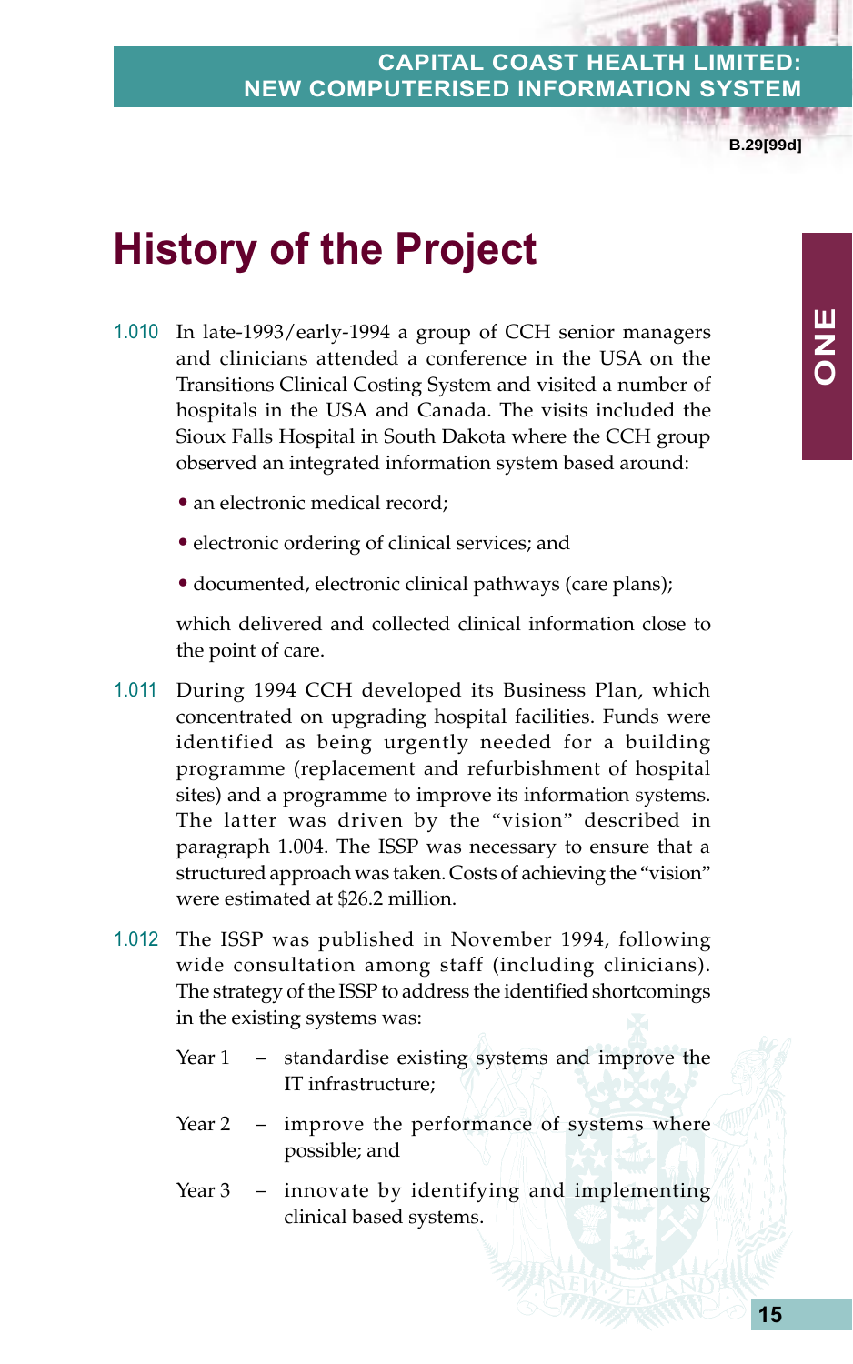# History of the Project

1.010 In late-1993/early-1994 a group of CCH senior managers and clinicians attended a conference in the USA on the Transitions Clinical Costing System and visited a number of hospitals in the USA and Canada. The visits included the Sioux Falls Hospital in South Dakota where the CCH group observed an integrated information system based around:

- an electronic medical record;
- electronic ordering of clinical services; and
- documented, electronic clinical pathways (care plans);

which delivered and collected clinical information close to the point of care.

1.011 During 1994 CCH developed its Business Plan, which concentrated on upgrading hospital facilities. Funds were identified as being urgently needed for a building programme (replacement and refurbishment of hospital sites) and a programme to improve its information systems. The latter was driven by the "vision" described in paragraph 1.004. The ISSP was necessary to ensure that a structured approach was taken. Costs of achieving the "vision" were estimated at $26.2 million.

1.012 The ISSP was published in November 1994, following wide consultation among staff (including clinicians). The strategy of the ISSP to address the identified shortcomings in the existing systems was:

Year 1 – standardise existing systems and improve the IT infrastructure;

Year 2 – improve the performance of systems where possible; and

Year 3 – innovate by identifying and implementing clinical based systems.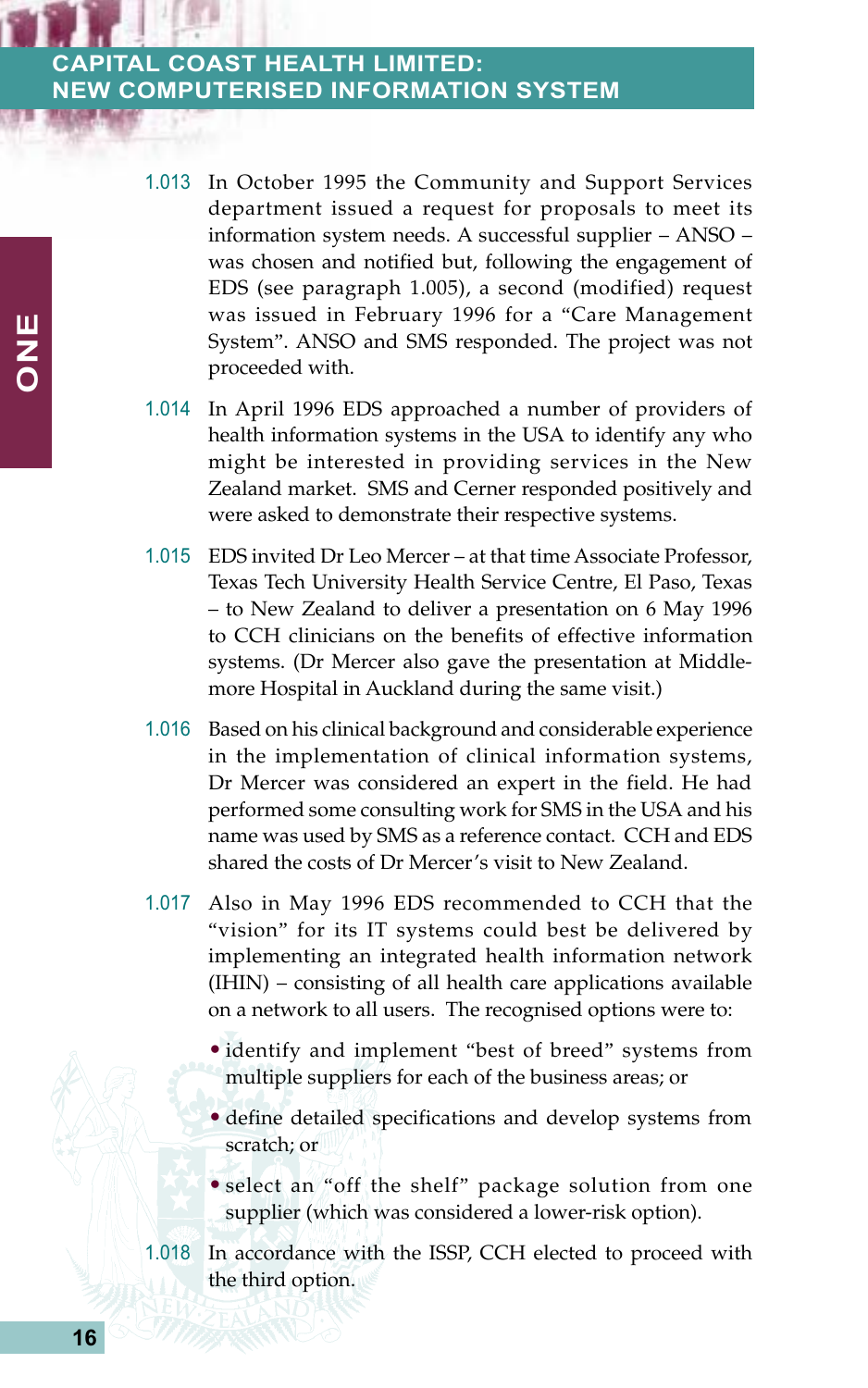1.013 In October 1995 the Community and Support Services department issued a request for proposals to meet its information system needs. A successful supplier – ANSO – was chosen and notified but, following the engagement of EDS (see paragraph 1.005), a second (modified) request was issued in February 1996 for a "Care Management System". ANSO and SMS responded. The project was not proceeded with.

1.014 In April 1996 EDS approached a number of providers of health information systems in the USA to identify any who might be interested in providing services in the New Zealand market. SMS and Cerner responded positively and were asked to demonstrate their respective systems.

1.015 EDS invited Dr Leo Mercer – at that time Associate Professor, Texas Tech University Health Service Centre, El Paso, Texas – to New Zealand to deliver a presentation on 6 May 1996 to CCH clinicians on the benefits of effective information systems. (Dr Mercer also gave the presentation at Middlemore Hospital in Auckland during the same visit.)

1.016 Based on his clinical background and considerable experience in the implementation of clinical information systems, Dr Mercer was considered an expert in the field. He had performed some consulting work for SMS in the USA and his name was used by SMS as a reference contact. CCH and EDS shared the costs of Dr Mercer's visit to New Zealand.

1.017 Also in May 1996 EDS recommended to CCH that the "vision" for its IT systems could best be delivered by implementing an integrated health information network (IHIN) – consisting of all health care applications available on a network to all users. The recognised options were to:

- identify and implement "best of breed" systems from multiple suppliers for each of the business areas; or
- define detailed specifications and develop systems from scratch; or
- select an "off the shelf" package solution from one supplier (which was considered a lower-risk option).

1.018 In accordance with the ISSP, CCH elected to proceed with the third option.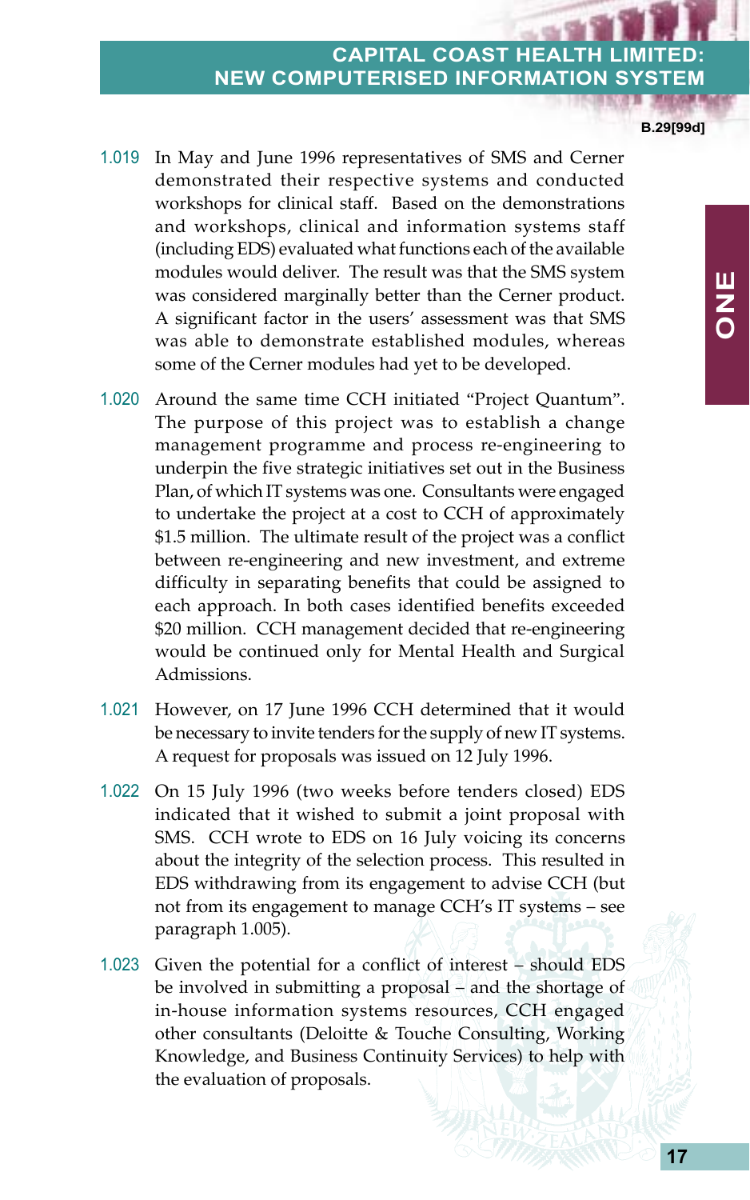1.019 In May and June 1996 representatives of SMS and Cerner demonstrated their respective systems and conducted workshops for clinical staff. Based on the demonstrations and workshops, clinical and information systems staff (including EDS) evaluated what functions each of the available modules would deliver. The result was that the SMS system was considered marginally better than the Cerner product. A significant factor in the users' assessment was that SMS was able to demonstrate established modules, whereas some of the Cerner modules had yet to be developed.

1.020 Around the same time CCH initiated "Project Quantum". The purpose of this project was to establish a change management programme and process re-engineering to underpin the five strategic initiatives set out in the Business Plan, of which IT systems was one. Consultants were engaged to undertake the project at a cost to CCH of approximately $1.5 million. The ultimate result of the project was a conflict between re-engineering and new investment, and extreme difficulty in separating benefits that could be assigned to each approach. In both cases identified benefits exceeded $20 million. CCH management decided that re-engineering would be continued only for Mental Health and Surgical Admissions.

1.021 However, on 17 June 1996 CCH determined that it would be necessary to invite tenders for the supply of new IT systems. A request for proposals was issued on 12 July 1996.

1.022 On 15 July 1996 (two weeks before tenders closed) EDS indicated that it wished to submit a joint proposal with SMS. CCH wrote to EDS on 16 July voicing its concerns about the integrity of the selection process. This resulted in EDS withdrawing from its engagement to advise CCH (but not from its engagement to manage CCH's IT systems – see paragraph 1.005).

1.023 Given the potential for a conflict of interest – should EDS be involved in submitting a proposal – and the shortage of in-house information systems resources, CCH engaged other consultants (Deloitte & Touche Consulting, Working Knowledge, and Business Continuity Services) to help with the evaluation of proposals.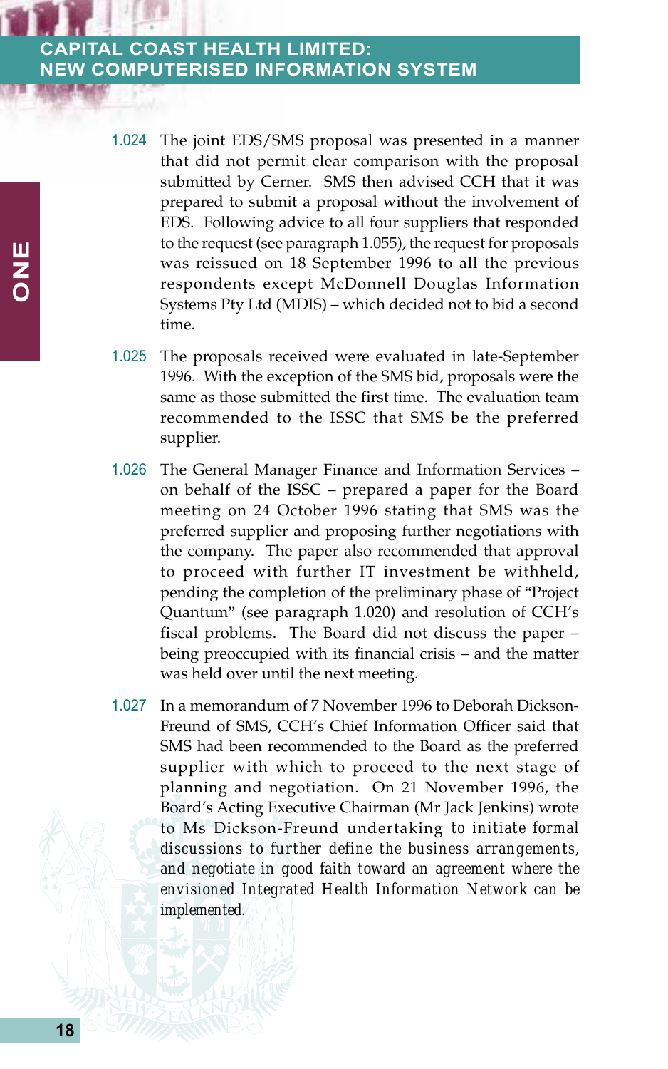1.024 The joint EDS/SMS proposal was presented in a manner that did not permit clear comparison with the proposal submitted by Cerner. SMS then advised CCH that it was prepared to submit a proposal without the involvement of EDS. Following advice to all four suppliers that responded to the request (see paragraph 1.055), the request for proposals was reissued on 18 September 1996 to all the previous respondents except McDonnell Douglas Information Systems Pty Ltd (MDIS) – which decided not to bid a second time.

1.025 The proposals received were evaluated in late-September 1996. With the exception of the SMS bid, proposals were the same as those submitted the first time. The evaluation team recommended to the ISSC that SMS be the preferred supplier.

1.026 The General Manager Finance and Information Services – on behalf of the ISSC – prepared a paper for the Board meeting on 24 October 1996 stating that SMS was the preferred supplier and proposing further negotiations with the company. The paper also recommended that approval to proceed with further IT investment be withheld, pending the completion of the preliminary phase of "Project Quantum" (see paragraph 1.020) and resolution of CCH's fiscal problems. The Board did not discuss the paper – being preoccupied with its financial crisis – and the matter was held over until the next meeting.

1.027 In a memorandum of 7 November 1996 to Deborah Dickson-Freund of SMS, CCH's Chief Information Officer said that SMS had been recommended to the Board as the preferred supplier with which to proceed to the next stage of planning and negotiation. On 21 November 1996, the Board's Acting Executive Chairman (Mr Jack Jenkins) wrote to Ms Dickson-Freund undertaking *to initiate formal discussions to further define the business arrangements, and negotiate in good faith toward an agreement where the envisioned Integrated Health Information Network can be implemented.*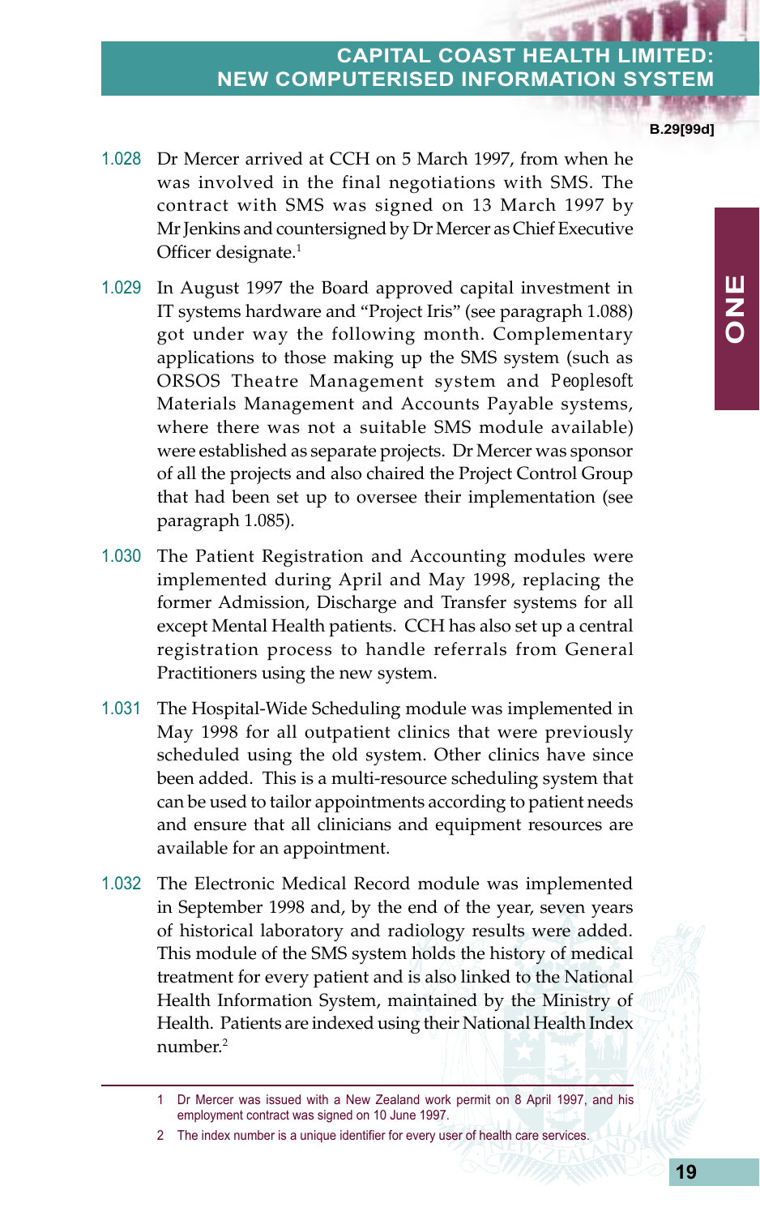1.028 Dr Mercer arrived at CCH on 5 March 1997, from when he was involved in the final negotiations with SMS. The contract with SMS was signed on 13 March 1997 by Mr Jenkins and countersigned by Dr Mercer as Chief Executive Officer designate.[1]

1.029 In August 1997 the Board approved capital investment in IT systems hardware and "Project Iris" (see paragraph 1.088) got under way the following month. Complementary applications to those making up the SMS system (such as ORSOS Theatre Management system and Peoplesoft Materials Management and Accounts Payable systems, where there was not a suitable SMS module available) were established as separate projects. Dr Mercer was sponsor of all the projects and also chaired the Project Control Group that had been set up to oversee their implementation (see paragraph 1.085).

1.030 The Patient Registration and Accounting modules were implemented during April and May 1998, replacing the former Admission, Discharge and Transfer systems for all except Mental Health patients. CCH has also set up a central registration process to handle referrals from General Practitioners using the new system.

1.031 The Hospital-Wide Scheduling module was implemented in May 1998 for all outpatient clinics that were previously scheduled using the old system. Other clinics have since been added. This is a multi-resource scheduling system that can be used to tailor appointments according to patient needs and ensure that all clinicians and equipment resources are available for an appointment.

1.032 The Electronic Medical Record module was implemented in September 1998 and, by the end of the year, seven years of historical laboratory and radiology results were added. This module of the SMS system holds the history of medical treatment for every patient and is also linked to the National Health Information System, maintained by the Ministry of Health. Patients are indexed using their National Health Index number.[2]

---

1 Dr Mercer was issued with a New Zealand work permit on 8 April 1997, and his employment contract was signed on 10 June 1997.

2 The index number is a unique identifier for every user of health care services.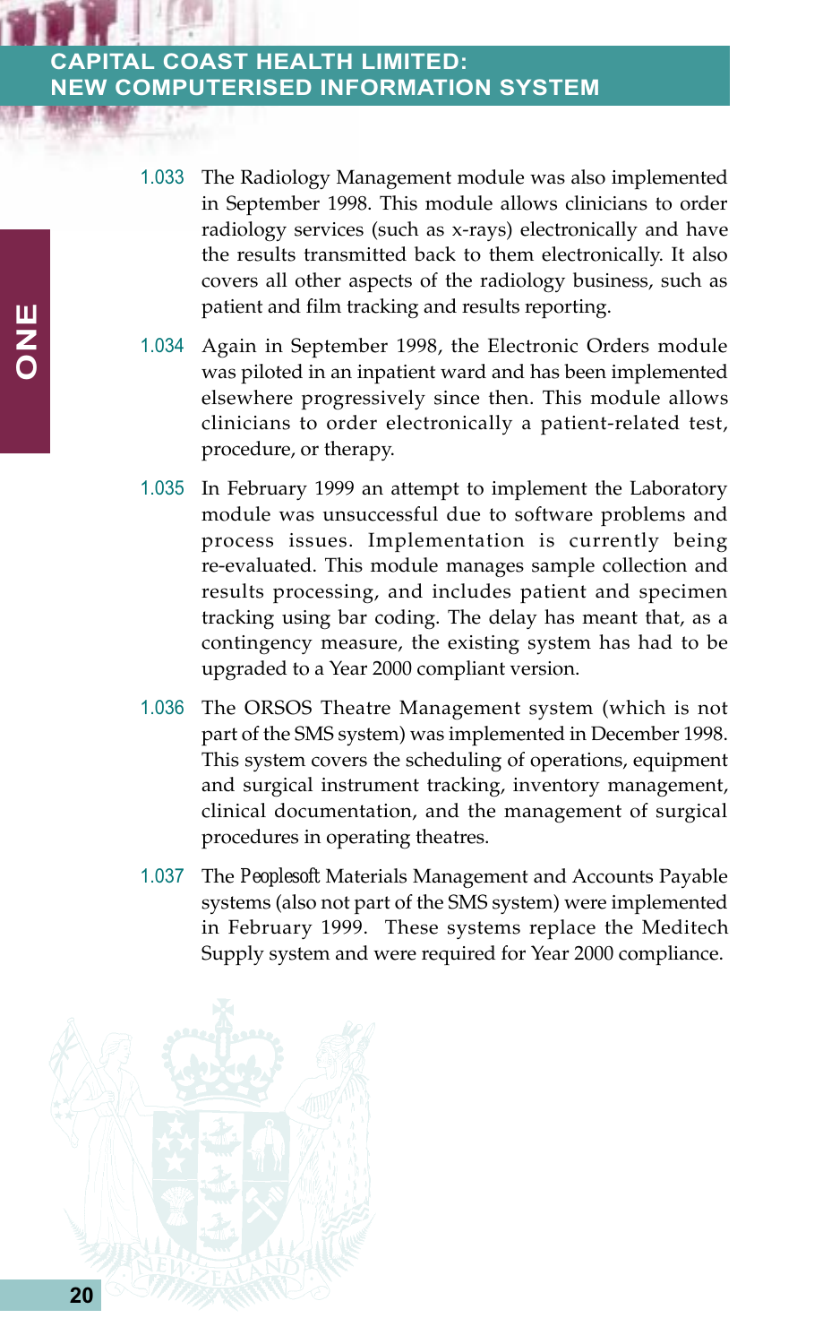1.033 The Radiology Management module was also implemented in September 1998. This module allows clinicians to order radiology services (such as x-rays) electronically and have the results transmitted back to them electronically. It also covers all other aspects of the radiology business, such as patient and film tracking and results reporting.

1.034 Again in September 1998, the Electronic Orders module was piloted in an inpatient ward and has been implemented elsewhere progressively since then. This module allows clinicians to order electronically a patient-related test, procedure, or therapy.

1.035 In February 1999 an attempt to implement the Laboratory module was unsuccessful due to software problems and process issues. Implementation is currently being re-evaluated. This module manages sample collection and results processing, and includes patient and specimen tracking using bar coding. The delay has meant that, as a contingency measure, the existing system has had to be upgraded to a Year 2000 compliant version.

1.036 The ORSOS Theatre Management system (which is not part of the SMS system) was implemented in December 1998. This system covers the scheduling of operations, equipment and surgical instrument tracking, inventory management, clinical documentation, and the management of surgical procedures in operating theatres.

1.037 The *Peoplesoft* Materials Management and Accounts Payable systems (also not part of the SMS system) were implemented in February 1999. These systems replace the Meditech Supply system and were required for Year 2000 compliance.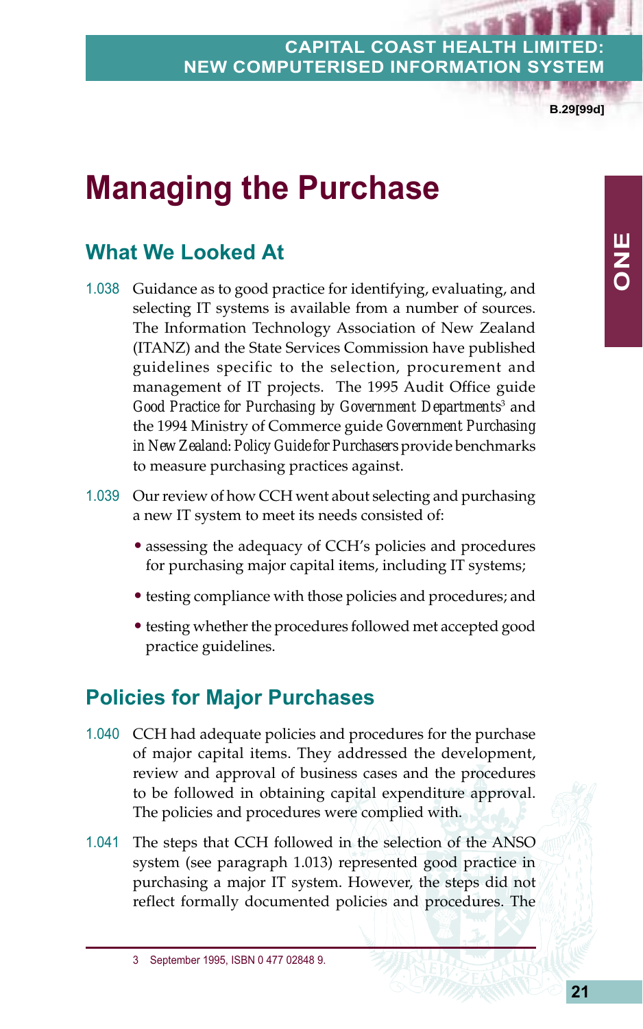# Managing the Purchase

## What We Looked At

1.038 Guidance as to good practice for identifying, evaluating, and selecting IT systems is available from a number of sources. The Information Technology Association of New Zealand (ITANZ) and the State Services Commission have published guidelines specific to the selection, procurement and management of IT projects. The 1995 Audit Office guide *Good Practice for Purchasing by Government Departments*[3] and the 1994 Ministry of Commerce guide *Government Purchasing in New Zealand: Policy Guide for Purchasers* provide benchmarks to measure purchasing practices against.

1.039 Our review of how CCH went about selecting and purchasing a new IT system to meet its needs consisted of:

- assessing the adequacy of CCH's policies and procedures for purchasing major capital items, including IT systems;
- testing compliance with those policies and procedures; and
- testing whether the procedures followed met accepted good practice guidelines.

## Policies for Major Purchases

1.040 CCH had adequate policies and procedures for the purchase of major capital items. They addressed the development, review and approval of business cases and the procedures to be followed in obtaining capital expenditure approval. The policies and procedures were complied with.

1.041 The steps that CCH followed in the selection of the ANSO system (see paragraph 1.013) represented good practice in purchasing a major IT system. However, the steps did not reflect formally documented policies and procedures. The

3 September 1995, ISBN 0 477 02848 9.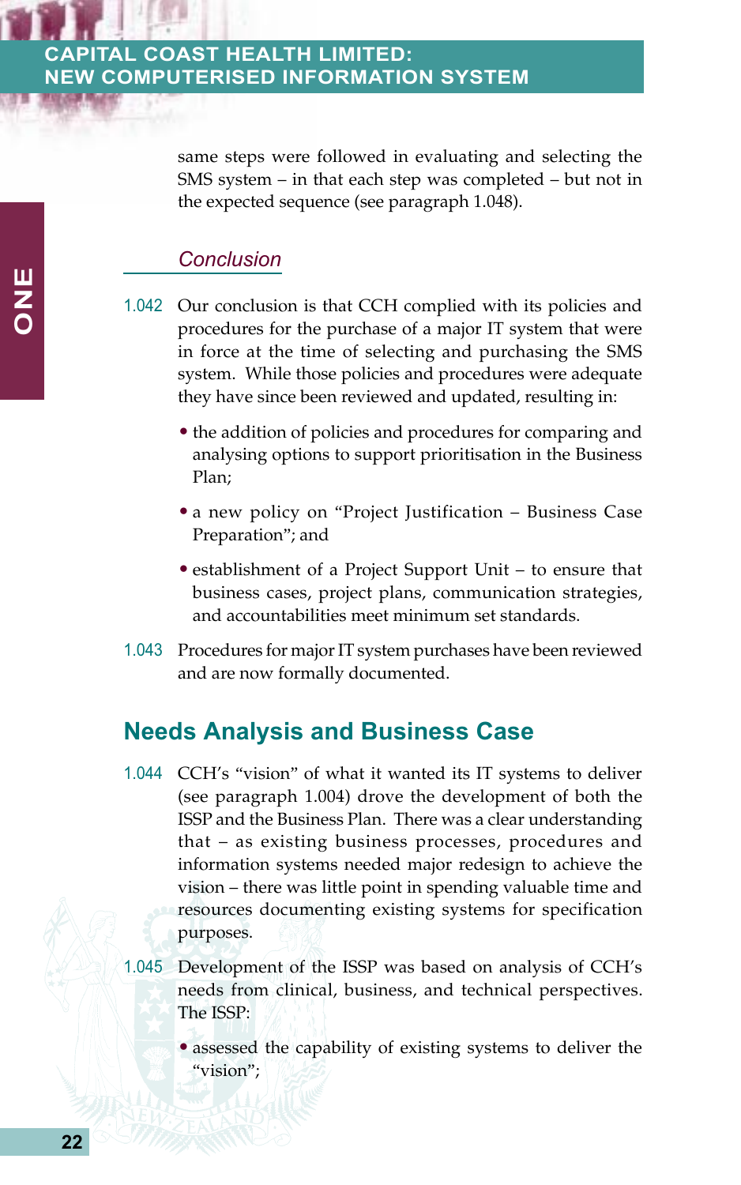same steps were followed in evaluating and selecting the SMS system – in that each step was completed – but not in the expected sequence (see paragraph 1.048).

### *Conclusion*

1.042 Our conclusion is that CCH complied with its policies and procedures for the purchase of a major IT system that were in force at the time of selecting and purchasing the SMS system. While those policies and procedures were adequate they have since been reviewed and updated, resulting in:

- the addition of policies and procedures for comparing and analysing options to support prioritisation in the Business Plan;
- a new policy on "Project Justification – Business Case Preparation"; and
- establishment of a Project Support Unit – to ensure that business cases, project plans, communication strategies, and accountabilities meet minimum set standards.

1.043 Procedures for major IT system purchases have been reviewed and are now formally documented.

## Needs Analysis and Business Case

1.044 CCH's "vision" of what it wanted its IT systems to deliver (see paragraph 1.004) drove the development of both the ISSP and the Business Plan. There was a clear understanding that – as existing business processes, procedures and information systems needed major redesign to achieve the vision – there was little point in spending valuable time and resources documenting existing systems for specification purposes.

1.045 Development of the ISSP was based on analysis of CCH's needs from clinical, business, and technical perspectives. The ISSP:

- assessed the capability of existing systems to deliver the "vision";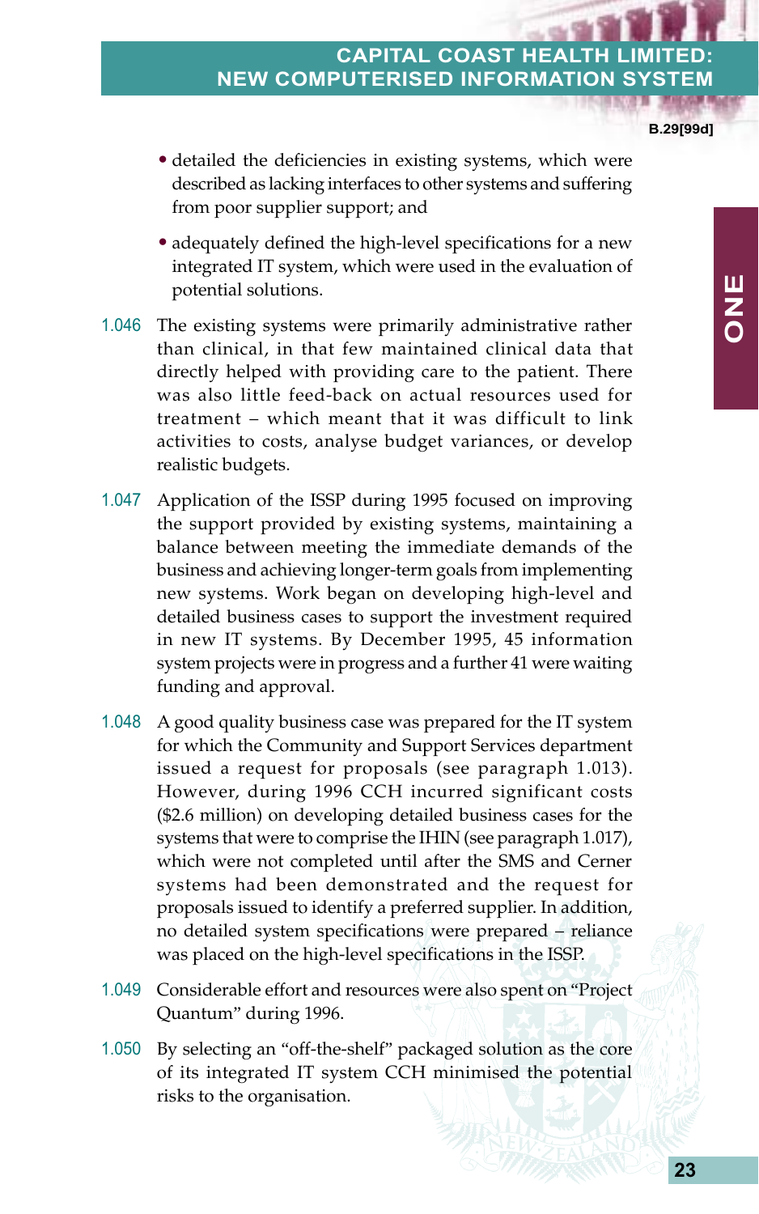- detailed the deficiencies in existing systems, which were described as lacking interfaces to other systems and suffering from poor supplier support; and
- adequately defined the high-level specifications for a new integrated IT system, which were used in the evaluation of potential solutions.

1.046 The existing systems were primarily administrative rather than clinical, in that few maintained clinical data that directly helped with providing care to the patient. There was also little feed-back on actual resources used for treatment – which meant that it was difficult to link activities to costs, analyse budget variances, or develop realistic budgets.

1.047 Application of the ISSP during 1995 focused on improving the support provided by existing systems, maintaining a balance between meeting the immediate demands of the business and achieving longer-term goals from implementing new systems. Work began on developing high-level and detailed business cases to support the investment required in new IT systems. By December 1995, 45 information system projects were in progress and a further 41 were waiting funding and approval.

1.048 A good quality business case was prepared for the IT system for which the Community and Support Services department issued a request for proposals (see paragraph 1.013). However, during 1996 CCH incurred significant costs ($2.6 million) on developing detailed business cases for the systems that were to comprise the IHIN (see paragraph 1.017), which were not completed until after the SMS and Cerner systems had been demonstrated and the request for proposals issued to identify a preferred supplier. In addition, no detailed system specifications were prepared – reliance was placed on the high-level specifications in the ISSP.

1.049 Considerable effort and resources were also spent on "Project Quantum" during 1996.

1.050 By selecting an "off-the-shelf" packaged solution as the core of its integrated IT system CCH minimised the potential risks to the organisation.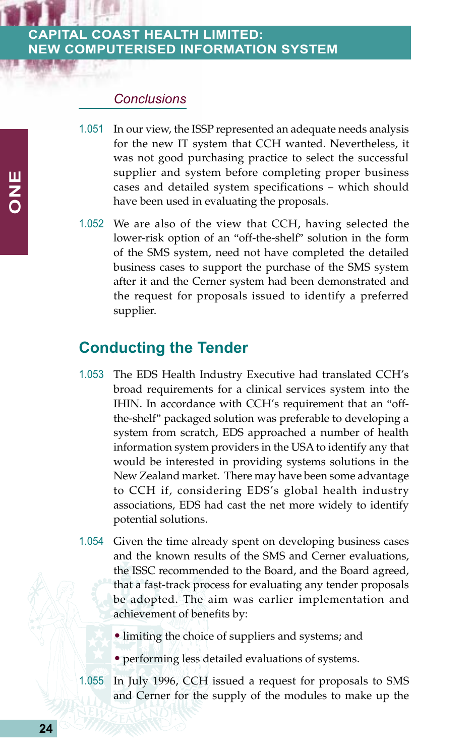### *Conclusions*

1.051 In our view, the ISSP represented an adequate needs analysis for the new IT system that CCH wanted. Nevertheless, it was not good purchasing practice to select the successful supplier and system before completing proper business cases and detailed system specifications – which should have been used in evaluating the proposals.

1.052 We are also of the view that CCH, having selected the lower-risk option of an "off-the-shelf" solution in the form of the SMS system, need not have completed the detailed business cases to support the purchase of the SMS system after it and the Cerner system had been demonstrated and the request for proposals issued to identify a preferred supplier.

## Conducting the Tender

1.053 The EDS Health Industry Executive had translated CCH's broad requirements for a clinical services system into the IHIN. In accordance with CCH's requirement that an "off-the-shelf" packaged solution was preferable to developing a system from scratch, EDS approached a number of health information system providers in the USA to identify any that would be interested in providing systems solutions in the New Zealand market. There may have been some advantage to CCH if, considering EDS's global health industry associations, EDS had cast the net more widely to identify potential solutions.

1.054 Given the time already spent on developing business cases and the known results of the SMS and Cerner evaluations, the ISSC recommended to the Board, and the Board agreed, that a fast-track process for evaluating any tender proposals be adopted. The aim was earlier implementation and achievement of benefits by:

- limiting the choice of suppliers and systems; and
- performing less detailed evaluations of systems.

1.055 In July 1996, CCH issued a request for proposals to SMS and Cerner for the supply of the modules to make up the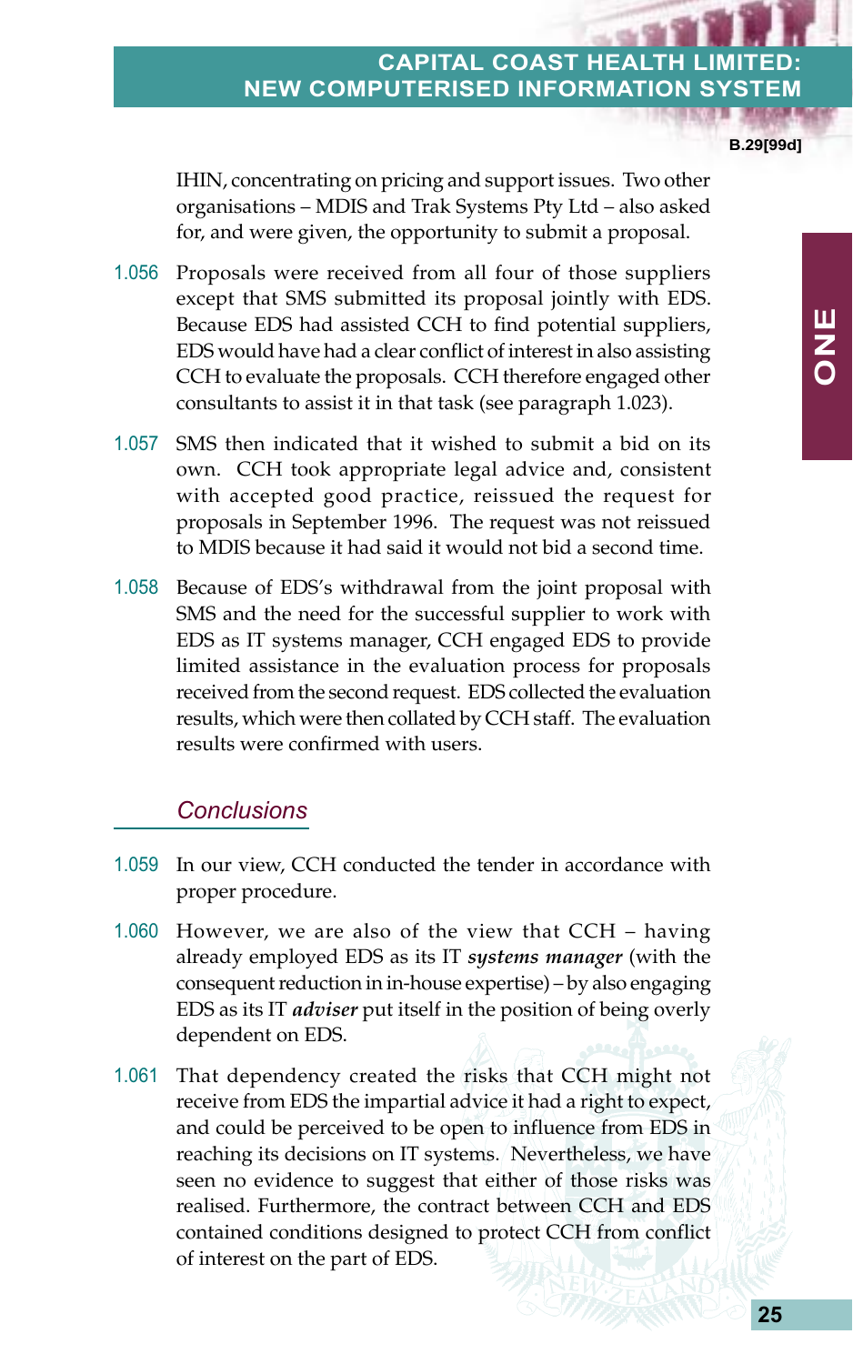IHIN, concentrating on pricing and support issues. Two other organisations – MDIS and Trak Systems Pty Ltd – also asked for, and were given, the opportunity to submit a proposal.

1.056 Proposals were received from all four of those suppliers except that SMS submitted its proposal jointly with EDS. Because EDS had assisted CCH to find potential suppliers, EDS would have had a clear conflict of interest in also assisting CCH to evaluate the proposals. CCH therefore engaged other consultants to assist it in that task (see paragraph 1.023).

1.057 SMS then indicated that it wished to submit a bid on its own. CCH took appropriate legal advice and, consistent with accepted good practice, reissued the request for proposals in September 1996. The request was not reissued to MDIS because it had said it would not bid a second time.

1.058 Because of EDS's withdrawal from the joint proposal with SMS and the need for the successful supplier to work with EDS as IT systems manager, CCH engaged EDS to provide limited assistance in the evaluation process for proposals received from the second request. EDS collected the evaluation results, which were then collated by CCH staff. The evaluation results were confirmed with users.

### *Conclusions*

1.059 In our view, CCH conducted the tender in accordance with proper procedure.

1.060 However, we are also of the view that CCH – having already employed EDS as its IT ***systems manager*** (with the consequent reduction in in-house expertise) – by also engaging EDS as its IT ***adviser*** put itself in the position of being overly dependent on EDS.

1.061 That dependency created the risks that CCH might not receive from EDS the impartial advice it had a right to expect, and could be perceived to be open to influence from EDS in reaching its decisions on IT systems. Nevertheless, we have seen no evidence to suggest that either of those risks was realised. Furthermore, the contract between CCH and EDS contained conditions designed to protect CCH from conflict of interest on the part of EDS.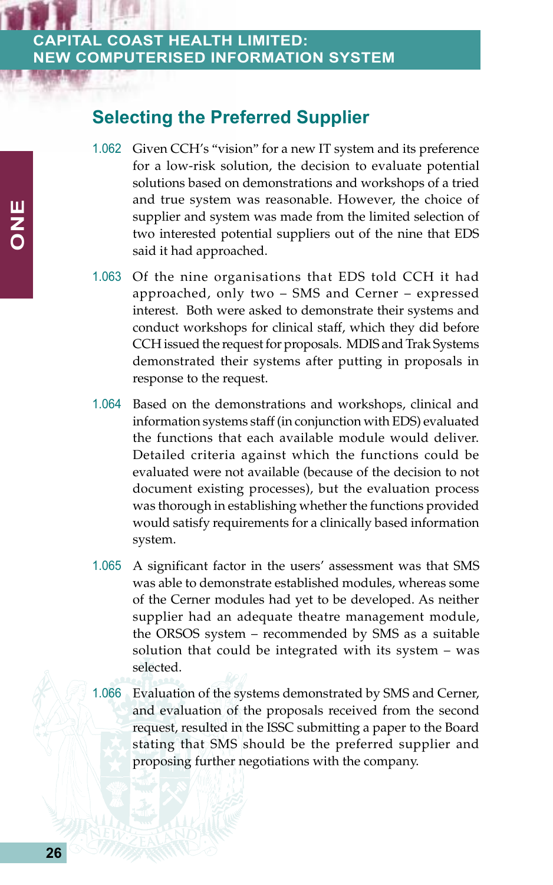## Selecting the Preferred Supplier

1.062 Given CCH's "vision" for a new IT system and its preference for a low-risk solution, the decision to evaluate potential solutions based on demonstrations and workshops of a tried and true system was reasonable. However, the choice of supplier and system was made from the limited selection of two interested potential suppliers out of the nine that EDS said it had approached.

1.063 Of the nine organisations that EDS told CCH it had approached, only two – SMS and Cerner – expressed interest. Both were asked to demonstrate their systems and conduct workshops for clinical staff, which they did before CCH issued the request for proposals. MDIS and Trak Systems demonstrated their systems after putting in proposals in response to the request.

1.064 Based on the demonstrations and workshops, clinical and information systems staff (in conjunction with EDS) evaluated the functions that each available module would deliver. Detailed criteria against which the functions could be evaluated were not available (because of the decision to not document existing processes), but the evaluation process was thorough in establishing whether the functions provided would satisfy requirements for a clinically based information system.

1.065 A significant factor in the users' assessment was that SMS was able to demonstrate established modules, whereas some of the Cerner modules had yet to be developed. As neither supplier had an adequate theatre management module, the ORSOS system – recommended by SMS as a suitable solution that could be integrated with its system – was selected.

1.066 Evaluation of the systems demonstrated by SMS and Cerner, and evaluation of the proposals received from the second request, resulted in the ISSC submitting a paper to the Board stating that SMS should be the preferred supplier and proposing further negotiations with the company.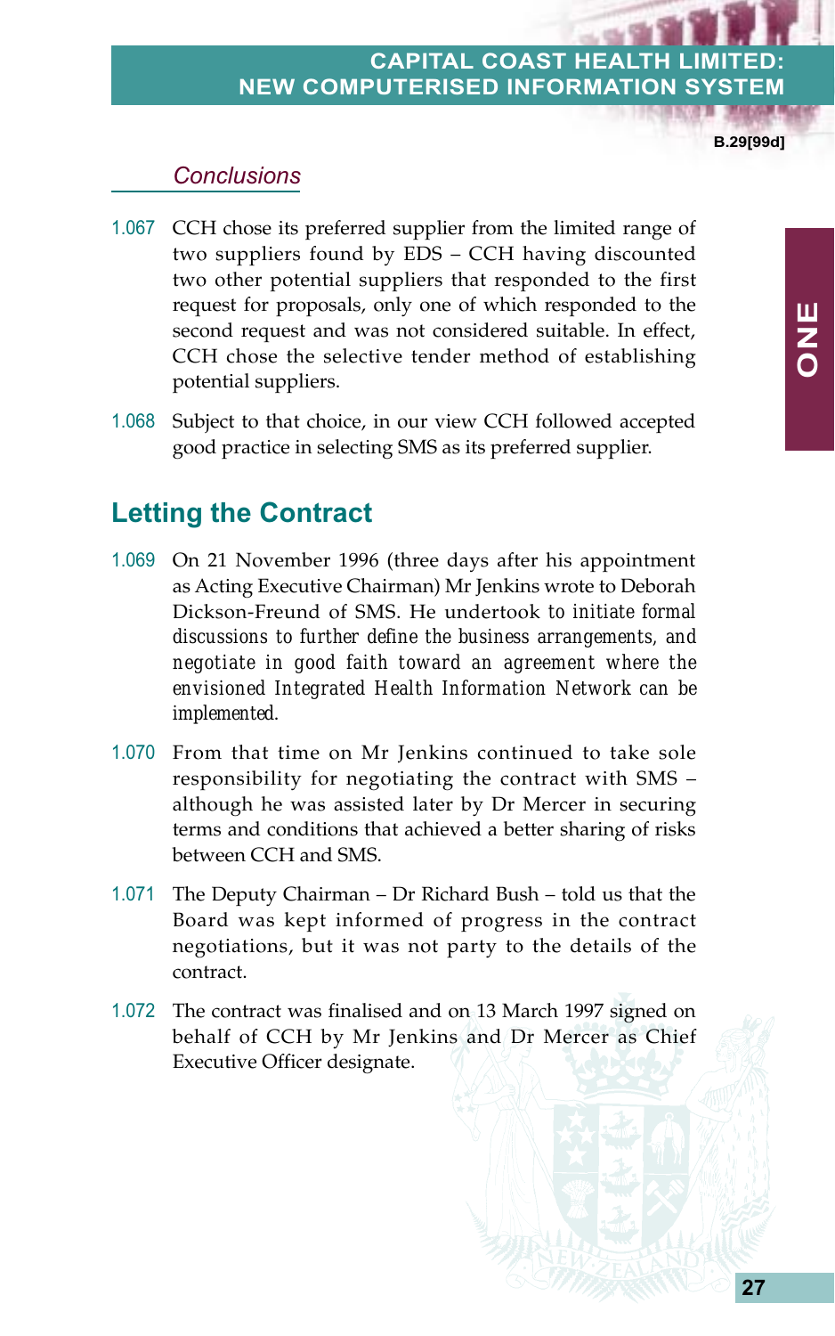### *Conclusions*

1.067 CCH chose its preferred supplier from the limited range of two suppliers found by EDS – CCH having discounted two other potential suppliers that responded to the first request for proposals, only one of which responded to the second request and was not considered suitable. In effect, CCH chose the selective tender method of establishing potential suppliers.

1.068 Subject to that choice, in our view CCH followed accepted good practice in selecting SMS as its preferred supplier.

## Letting the Contract

1.069 On 21 November 1996 (three days after his appointment as Acting Executive Chairman) Mr Jenkins wrote to Deborah Dickson-Freund of SMS. He undertook *to initiate formal discussions to further define the business arrangements, and negotiate in good faith toward an agreement where the envisioned Integrated Health Information Network can be implemented.*

1.070 From that time on Mr Jenkins continued to take sole responsibility for negotiating the contract with SMS – although he was assisted later by Dr Mercer in securing terms and conditions that achieved a better sharing of risks between CCH and SMS.

1.071 The Deputy Chairman – Dr Richard Bush – told us that the Board was kept informed of progress in the contract negotiations, but it was not party to the details of the contract.

1.072 The contract was finalised and on 13 March 1997 signed on behalf of CCH by Mr Jenkins and Dr Mercer as Chief Executive Officer designate.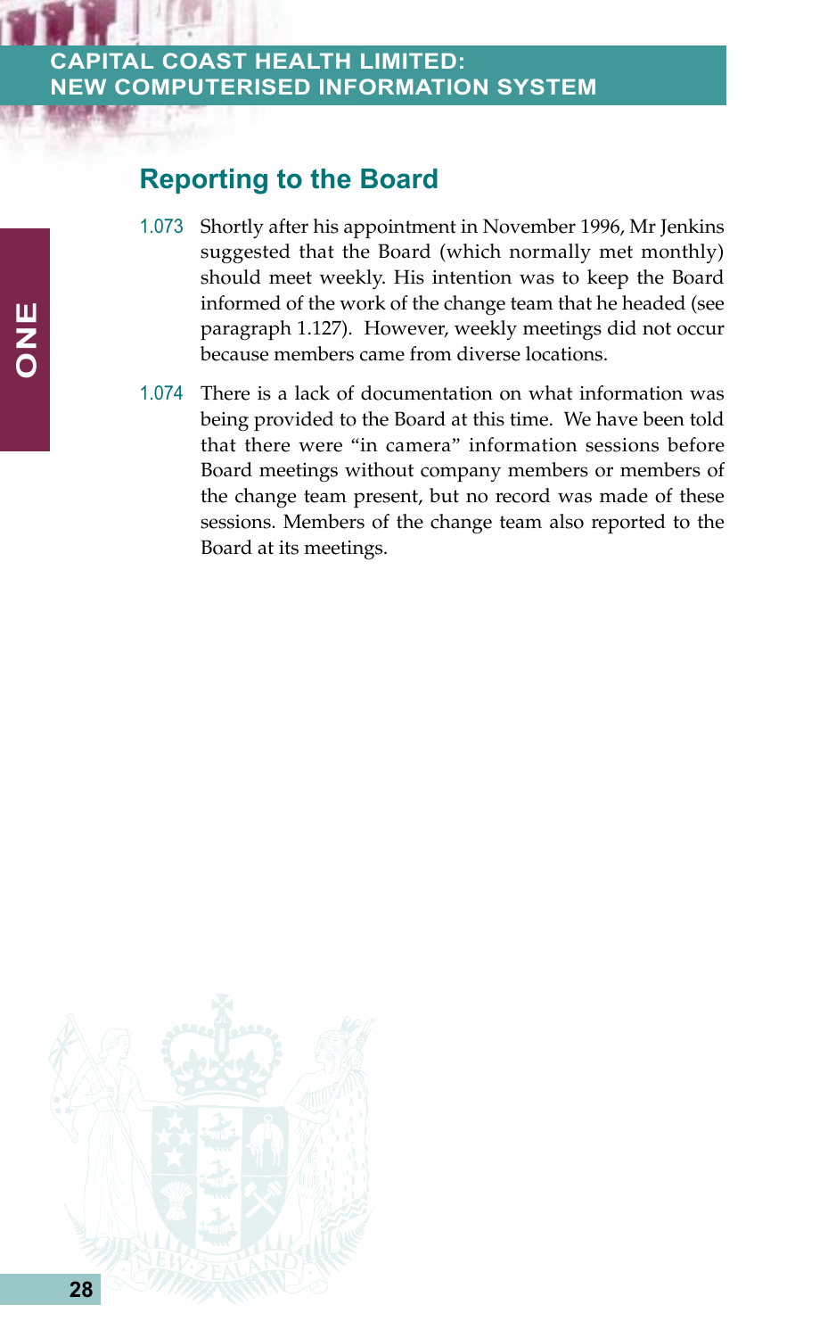## Reporting to the Board

1.073 Shortly after his appointment in November 1996, Mr Jenkins suggested that the Board (which normally met monthly) should meet weekly. His intention was to keep the Board informed of the work of the change team that he headed (see paragraph 1.127). However, weekly meetings did not occur because members came from diverse locations.

1.074 There is a lack of documentation on what information was being provided to the Board at this time. We have been told that there were "in camera" information sessions before Board meetings without company members or members of the change team present, but no record was made of these sessions. Members of the change team also reported to the Board at its meetings.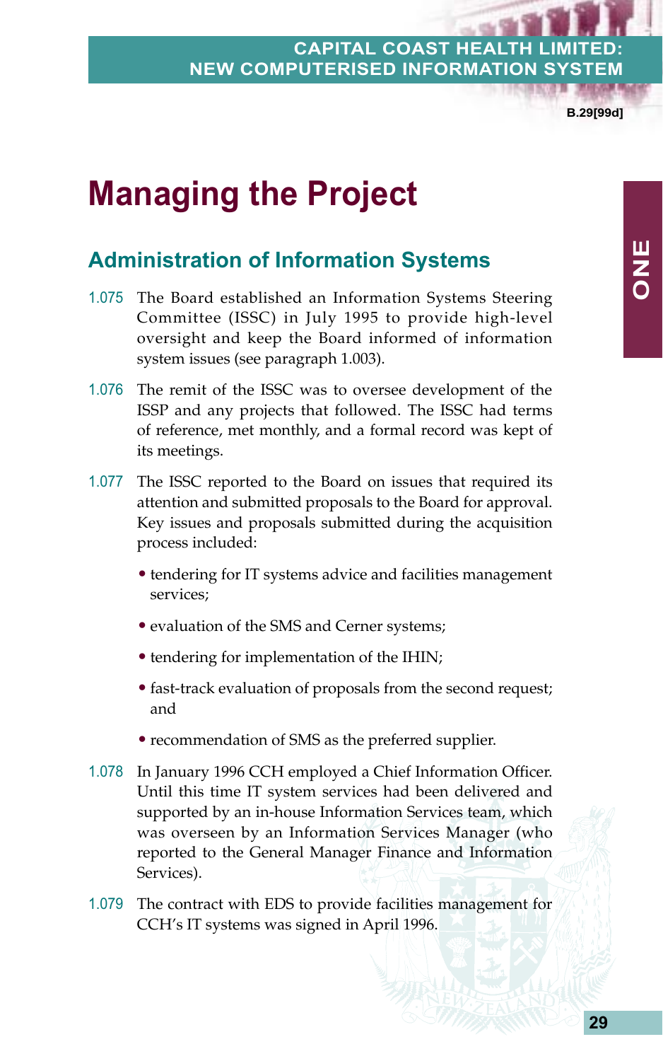# Managing the Project

## Administration of Information Systems

1.075 The Board established an Information Systems Steering Committee (ISSC) in July 1995 to provide high-level oversight and keep the Board informed of information system issues (see paragraph 1.003).

1.076 The remit of the ISSC was to oversee development of the ISSP and any projects that followed. The ISSC had terms of reference, met monthly, and a formal record was kept of its meetings.

1.077 The ISSC reported to the Board on issues that required its attention and submitted proposals to the Board for approval. Key issues and proposals submitted during the acquisition process included:

- tendering for IT systems advice and facilities management services;
- evaluation of the SMS and Cerner systems;
- tendering for implementation of the IHIN;
- fast-track evaluation of proposals from the second request; and
- recommendation of SMS as the preferred supplier.

1.078 In January 1996 CCH employed a Chief Information Officer. Until this time IT system services had been delivered and supported by an in-house Information Services team, which was overseen by an Information Services Manager (who reported to the General Manager Finance and Information Services).

1.079 The contract with EDS to provide facilities management for CCH's IT systems was signed in April 1996.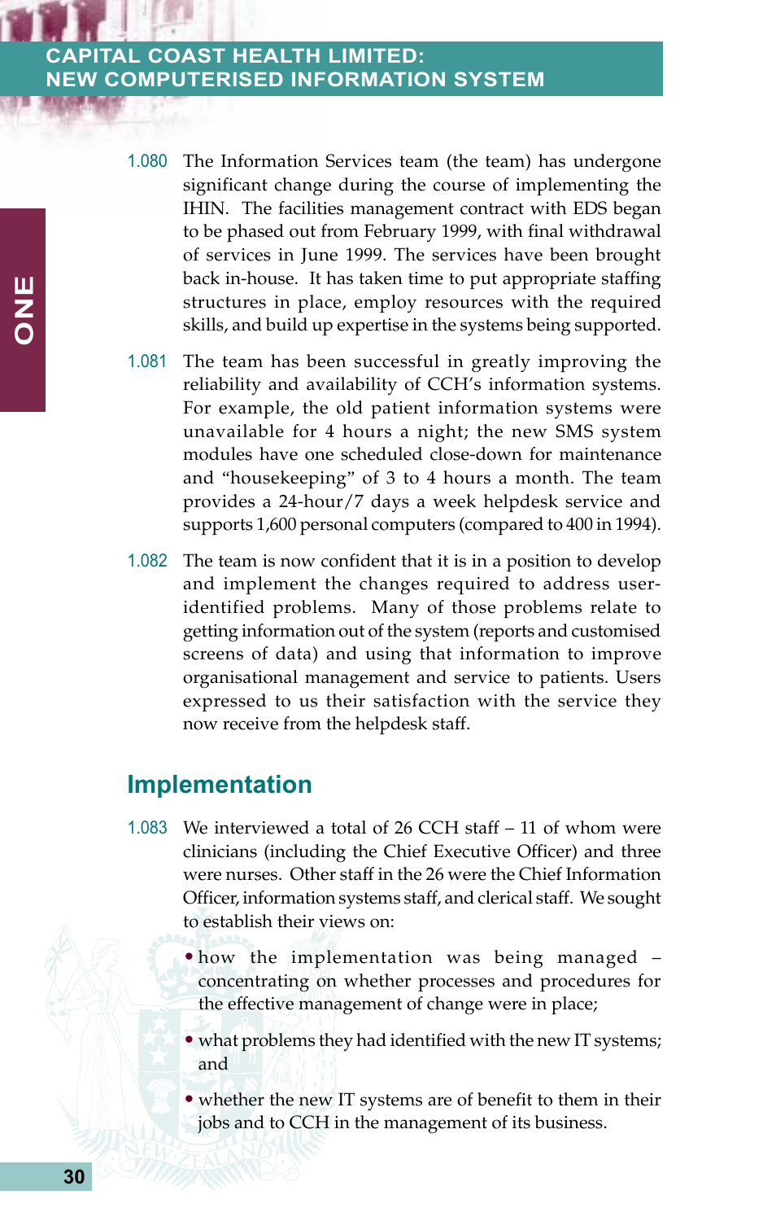1.080 The Information Services team (the team) has undergone significant change during the course of implementing the IHIN. The facilities management contract with EDS began to be phased out from February 1999, with final withdrawal of services in June 1999. The services have been brought back in-house. It has taken time to put appropriate staffing structures in place, employ resources with the required skills, and build up expertise in the systems being supported.

1.081 The team has been successful in greatly improving the reliability and availability of CCH's information systems. For example, the old patient information systems were unavailable for 4 hours a night; the new SMS system modules have one scheduled close-down for maintenance and "housekeeping" of 3 to 4 hours a month. The team provides a 24-hour/7 days a week helpdesk service and supports 1,600 personal computers (compared to 400 in 1994).

1.082 The team is now confident that it is in a position to develop and implement the changes required to address user-identified problems. Many of those problems relate to getting information out of the system (reports and customised screens of data) and using that information to improve organisational management and service to patients. Users expressed to us their satisfaction with the service they now receive from the helpdesk staff.

## Implementation

1.083 We interviewed a total of 26 CCH staff – 11 of whom were clinicians (including the Chief Executive Officer) and three were nurses. Other staff in the 26 were the Chief Information Officer, information systems staff, and clerical staff. We sought to establish their views on:

- how the implementation was being managed – concentrating on whether processes and procedures for the effective management of change were in place;
- what problems they had identified with the new IT systems; and
- whether the new IT systems are of benefit to them in their jobs and to CCH in the management of its business.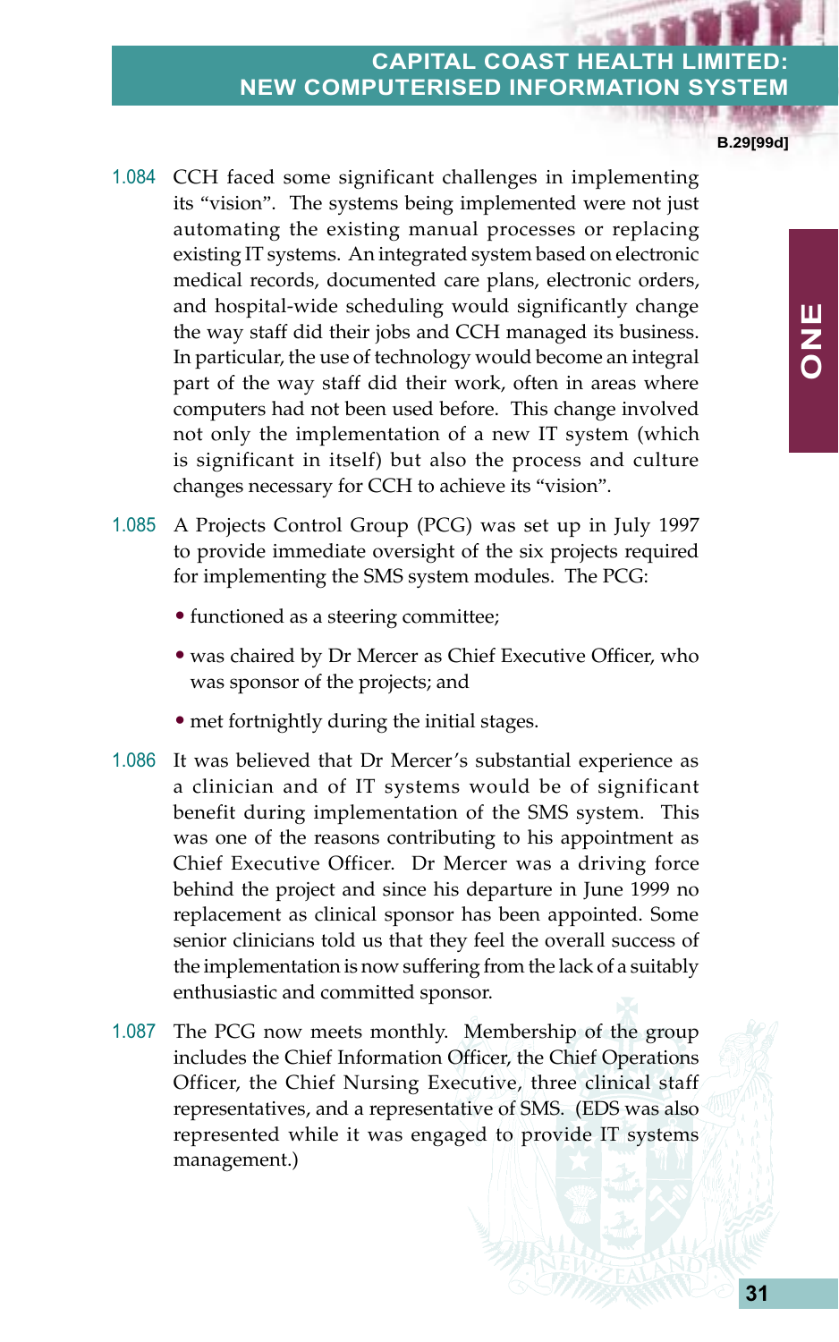1.084 CCH faced some significant challenges in implementing its "vision". The systems being implemented were not just automating the existing manual processes or replacing existing IT systems. An integrated system based on electronic medical records, documented care plans, electronic orders, and hospital-wide scheduling would significantly change the way staff did their jobs and CCH managed its business. In particular, the use of technology would become an integral part of the way staff did their work, often in areas where computers had not been used before. This change involved not only the implementation of a new IT system (which is significant in itself) but also the process and culture changes necessary for CCH to achieve its "vision".

1.085 A Projects Control Group (PCG) was set up in July 1997 to provide immediate oversight of the six projects required for implementing the SMS system modules. The PCG:

- functioned as a steering committee;
- was chaired by Dr Mercer as Chief Executive Officer, who was sponsor of the projects; and
- met fortnightly during the initial stages.

1.086 It was believed that Dr Mercer's substantial experience as a clinician and of IT systems would be of significant benefit during implementation of the SMS system. This was one of the reasons contributing to his appointment as Chief Executive Officer. Dr Mercer was a driving force behind the project and since his departure in June 1999 no replacement as clinical sponsor has been appointed. Some senior clinicians told us that they feel the overall success of the implementation is now suffering from the lack of a suitably enthusiastic and committed sponsor.

1.087 The PCG now meets monthly. Membership of the group includes the Chief Information Officer, the Chief Operations Officer, the Chief Nursing Executive, three clinical staff representatives, and a representative of SMS. (EDS was also represented while it was engaged to provide IT systems management.)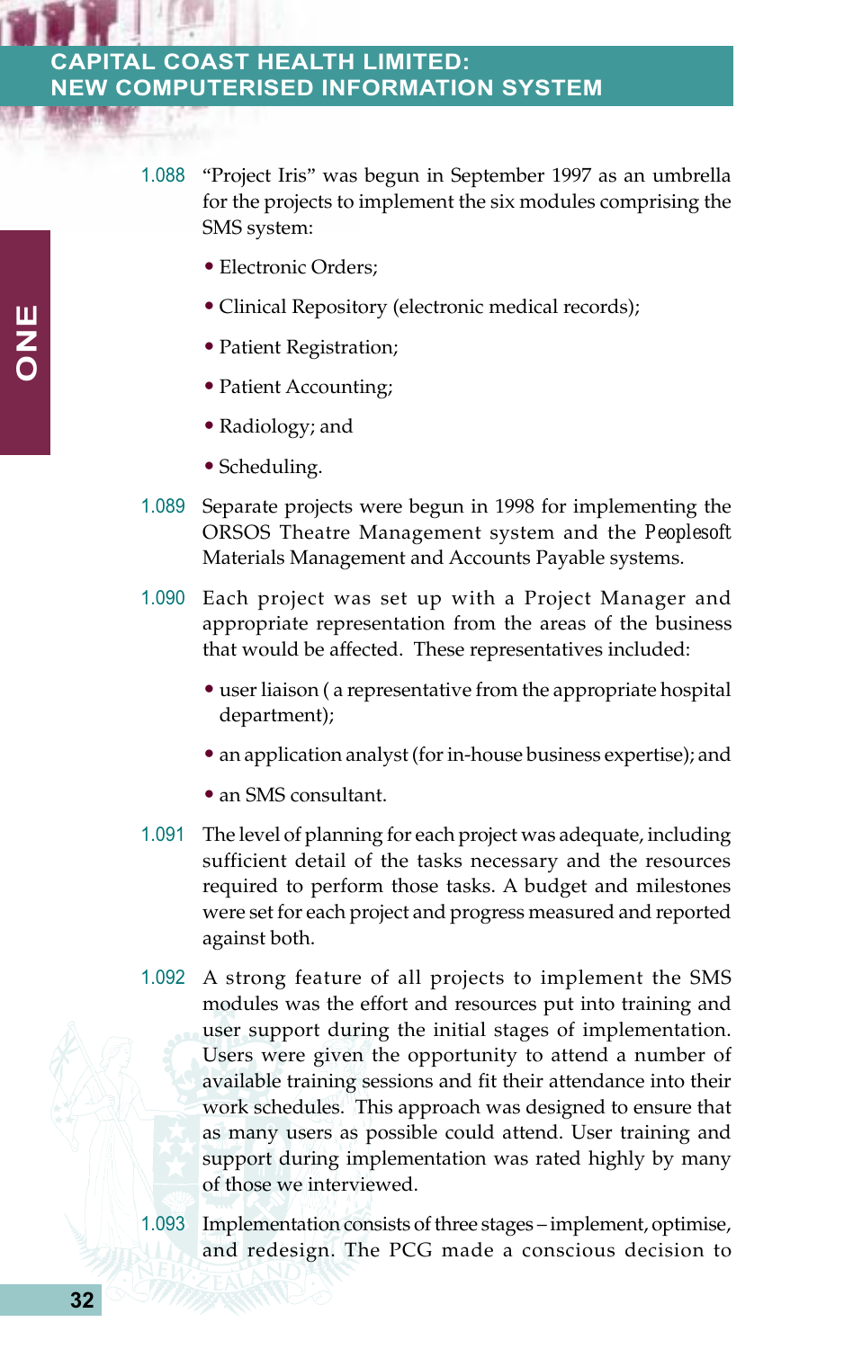1.088 "Project Iris" was begun in September 1997 as an umbrella for the projects to implement the six modules comprising the SMS system:

- Electronic Orders;
- Clinical Repository (electronic medical records);
- Patient Registration;
- Patient Accounting;
- Radiology; and
- Scheduling.

1.089 Separate projects were begun in 1998 for implementing the ORSOS Theatre Management system and the *Peoplesoft* Materials Management and Accounts Payable systems.

1.090 Each project was set up with a Project Manager and appropriate representation from the areas of the business that would be affected. These representatives included:

- user liaison ( a representative from the appropriate hospital department);
- an application analyst (for in-house business expertise); and
- an SMS consultant.

1.091 The level of planning for each project was adequate, including sufficient detail of the tasks necessary and the resources required to perform those tasks. A budget and milestones were set for each project and progress measured and reported against both.

1.092 A strong feature of all projects to implement the SMS modules was the effort and resources put into training and user support during the initial stages of implementation. Users were given the opportunity to attend a number of available training sessions and fit their attendance into their work schedules. This approach was designed to ensure that as many users as possible could attend. User training and support during implementation was rated highly by many of those we interviewed.

1.093 Implementation consists of three stages – implement, optimise, and redesign. The PCG made a conscious decision to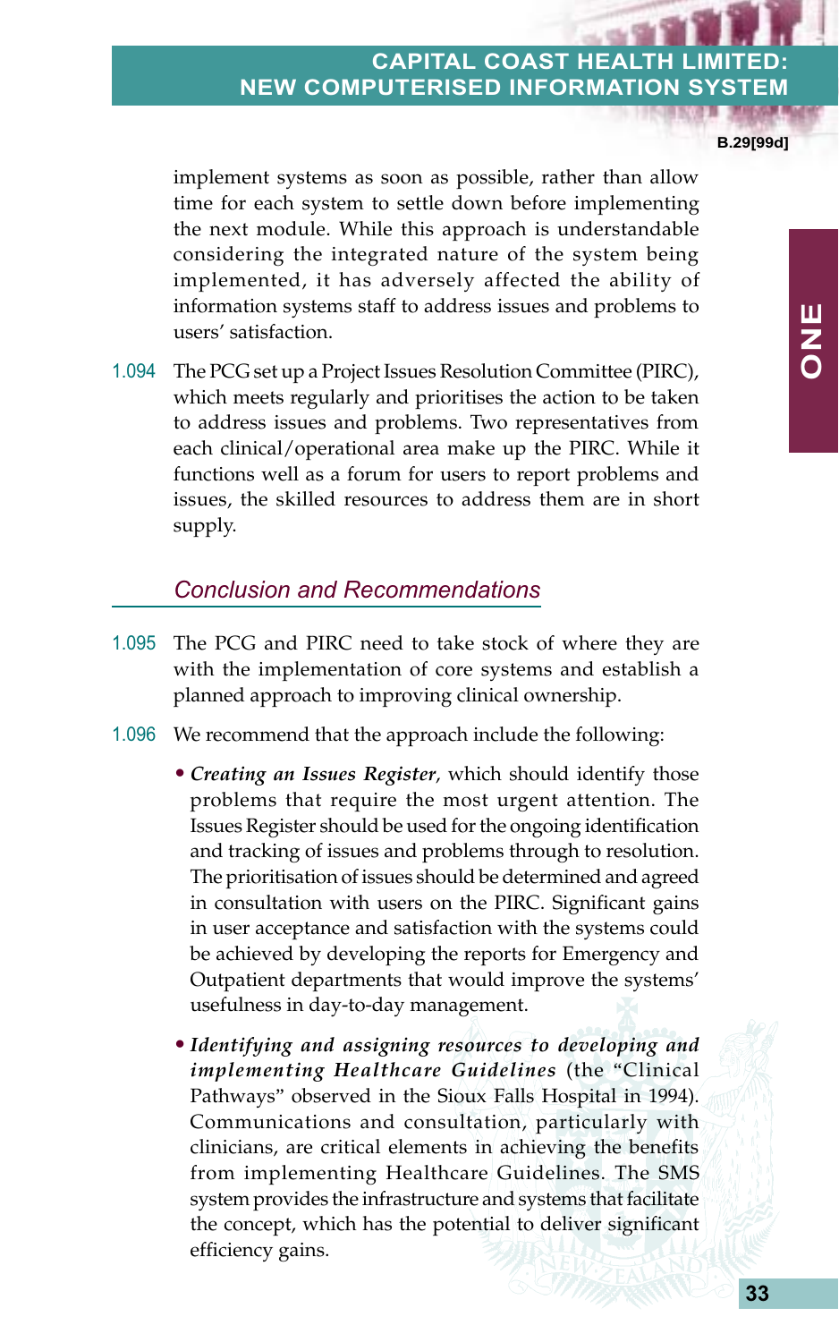implement systems as soon as possible, rather than allow time for each system to settle down before implementing the next module. While this approach is understandable considering the integrated nature of the system being implemented, it has adversely affected the ability of information systems staff to address issues and problems to users' satisfaction.

1.094 The PCG set up a Project Issues Resolution Committee (PIRC), which meets regularly and prioritises the action to be taken to address issues and problems. Two representatives from each clinical/operational area make up the PIRC. While it functions well as a forum for users to report problems and issues, the skilled resources to address them are in short supply.

## *Conclusion and Recommendations*

1.095 The PCG and PIRC need to take stock of where they are with the implementation of core systems and establish a planned approach to improving clinical ownership.

1.096 We recommend that the approach include the following:

- ***Creating an Issues Register***, which should identify those problems that require the most urgent attention. The Issues Register should be used for the ongoing identification and tracking of issues and problems through to resolution. The prioritisation of issues should be determined and agreed in consultation with users on the PIRC. Significant gains in user acceptance and satisfaction with the systems could be achieved by developing the reports for Emergency and Outpatient departments that would improve the systems' usefulness in day-to-day management.

- ***Identifying and assigning resources to developing and implementing Healthcare Guidelines*** (the "Clinical Pathways" observed in the Sioux Falls Hospital in 1994). Communications and consultation, particularly with clinicians, are critical elements in achieving the benefits from implementing Healthcare Guidelines. The SMS system provides the infrastructure and systems that facilitate the concept, which has the potential to deliver significant efficiency gains.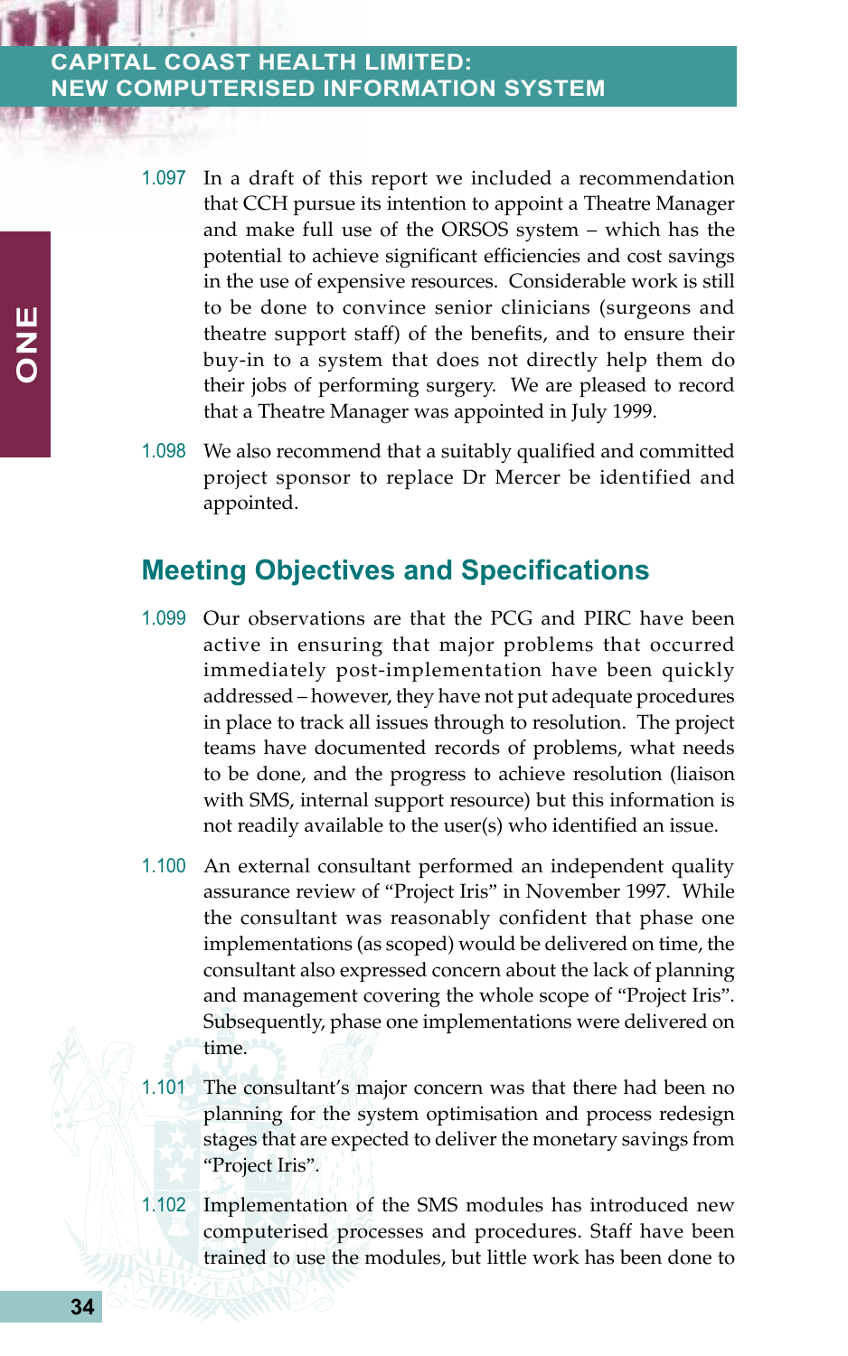1.097 In a draft of this report we included a recommendation that CCH pursue its intention to appoint a Theatre Manager and make full use of the ORSOS system – which has the potential to achieve significant efficiencies and cost savings in the use of expensive resources. Considerable work is still to be done to convince senior clinicians (surgeons and theatre support staff) of the benefits, and to ensure their buy-in to a system that does not directly help them do their jobs of performing surgery. We are pleased to record that a Theatre Manager was appointed in July 1999.

1.098 We also recommend that a suitably qualified and committed project sponsor to replace Dr Mercer be identified and appointed.

## Meeting Objectives and Specifications

1.099 Our observations are that the PCG and PIRC have been active in ensuring that major problems that occurred immediately post-implementation have been quickly addressed – however, they have not put adequate procedures in place to track all issues through to resolution. The project teams have documented records of problems, what needs to be done, and the progress to achieve resolution (liaison with SMS, internal support resource) but this information is not readily available to the user(s) who identified an issue.

1.100 An external consultant performed an independent quality assurance review of "Project Iris" in November 1997. While the consultant was reasonably confident that phase one implementations (as scoped) would be delivered on time, the consultant also expressed concern about the lack of planning and management covering the whole scope of "Project Iris". Subsequently, phase one implementations were delivered on time.

1.101 The consultant's major concern was that there had been no planning for the system optimisation and process redesign stages that are expected to deliver the monetary savings from "Project Iris".

1.102 Implementation of the SMS modules has introduced new computerised processes and procedures. Staff have been trained to use the modules, but little work has been done to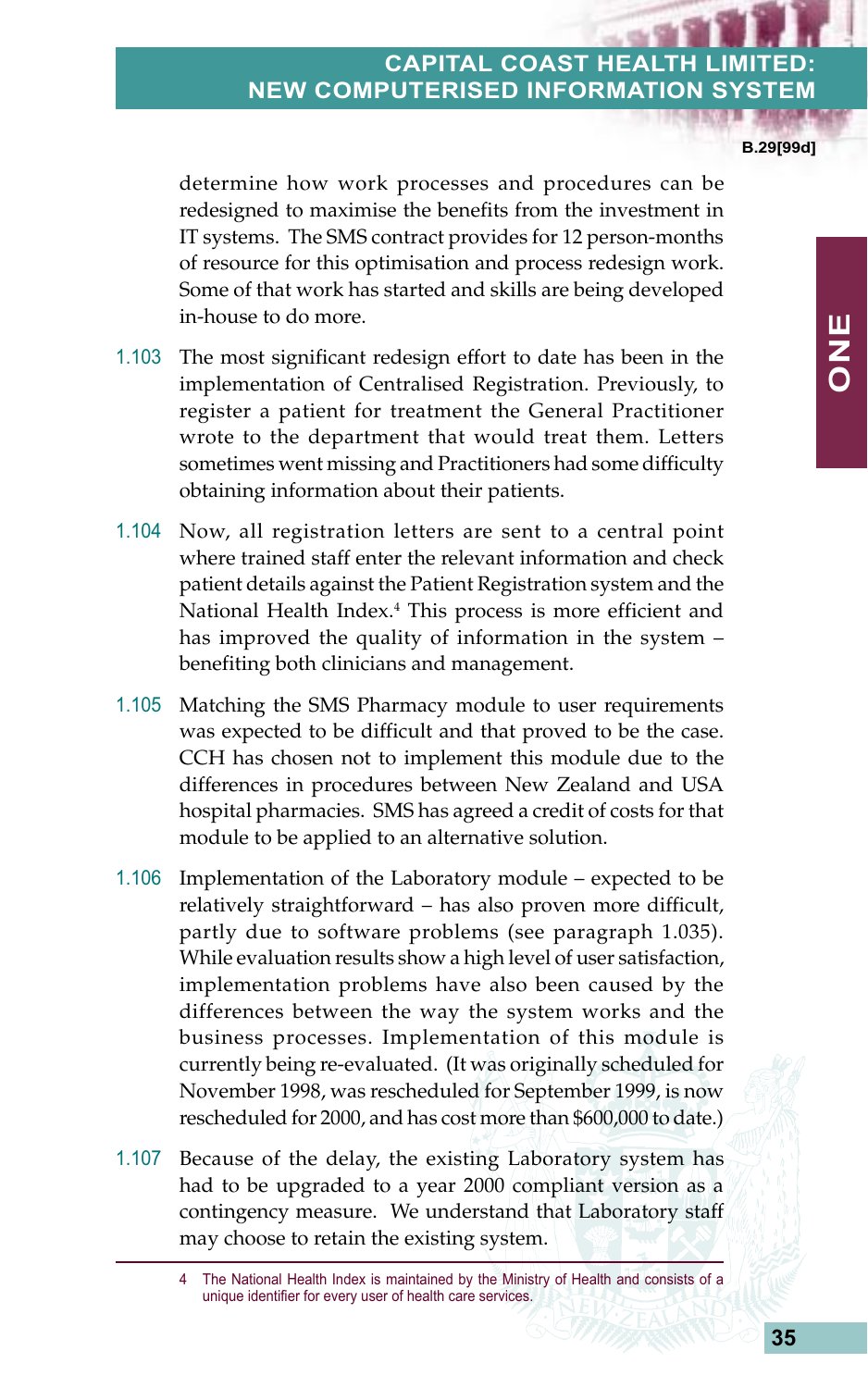determine how work processes and procedures can be redesigned to maximise the benefits from the investment in IT systems. The SMS contract provides for 12 person-months of resource for this optimisation and process redesign work. Some of that work has started and skills are being developed in-house to do more.

1.103 The most significant redesign effort to date has been in the implementation of Centralised Registration. Previously, to register a patient for treatment the General Practitioner wrote to the department that would treat them. Letters sometimes went missing and Practitioners had some difficulty obtaining information about their patients.

1.104 Now, all registration letters are sent to a central point where trained staff enter the relevant information and check patient details against the Patient Registration system and the National Health Index.[4] This process is more efficient and has improved the quality of information in the system – benefiting both clinicians and management.

1.105 Matching the SMS Pharmacy module to user requirements was expected to be difficult and that proved to be the case. CCH has chosen not to implement this module due to the differences in procedures between New Zealand and USA hospital pharmacies. SMS has agreed a credit of costs for that module to be applied to an alternative solution.

1.106 Implementation of the Laboratory module – expected to be relatively straightforward – has also proven more difficult, partly due to software problems (see paragraph 1.035). While evaluation results show a high level of user satisfaction, implementation problems have also been caused by the differences between the way the system works and the business processes. Implementation of this module is currently being re-evaluated. (It was originally scheduled for November 1998, was rescheduled for September 1999, is now rescheduled for 2000, and has cost more than $600,000 to date.)

1.107 Because of the delay, the existing Laboratory system has had to be upgraded to a year 2000 compliant version as a contingency measure. We understand that Laboratory staff may choose to retain the existing system.

4 The National Health Index is maintained by the Ministry of Health and consists of a unique identifier for every user of health care services.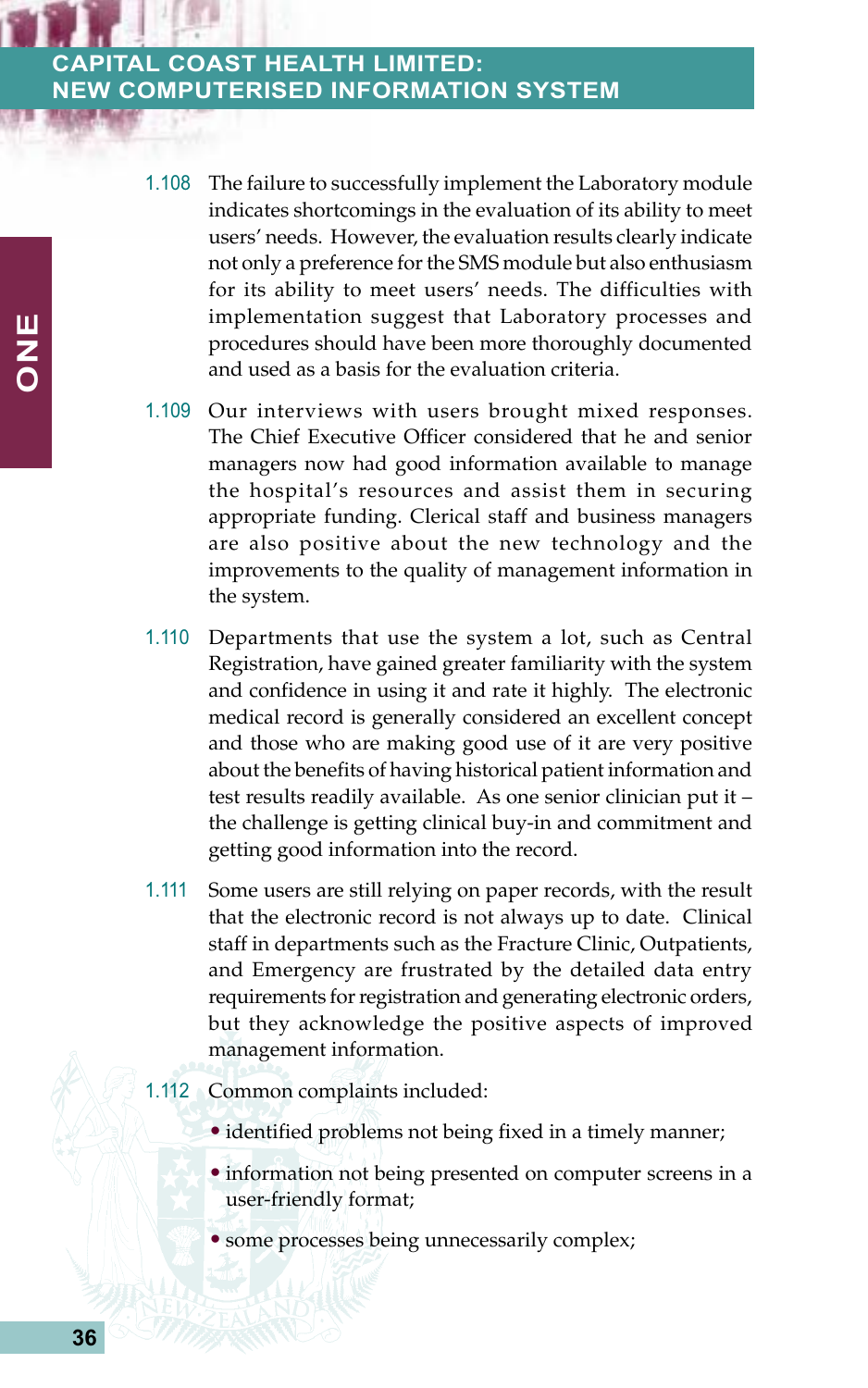1.108 The failure to successfully implement the Laboratory module indicates shortcomings in the evaluation of its ability to meet users' needs. However, the evaluation results clearly indicate not only a preference for the SMS module but also enthusiasm for its ability to meet users' needs. The difficulties with implementation suggest that Laboratory processes and procedures should have been more thoroughly documented and used as a basis for the evaluation criteria.

1.109 Our interviews with users brought mixed responses. The Chief Executive Officer considered that he and senior managers now had good information available to manage the hospital's resources and assist them in securing appropriate funding. Clerical staff and business managers are also positive about the new technology and the improvements to the quality of management information in the system.

1.110 Departments that use the system a lot, such as Central Registration, have gained greater familiarity with the system and confidence in using it and rate it highly. The electronic medical record is generally considered an excellent concept and those who are making good use of it are very positive about the benefits of having historical patient information and test results readily available. As one senior clinician put it – the challenge is getting clinical buy-in and commitment and getting good information into the record.

1.111 Some users are still relying on paper records, with the result that the electronic record is not always up to date. Clinical staff in departments such as the Fracture Clinic, Outpatients, and Emergency are frustrated by the detailed data entry requirements for registration and generating electronic orders, but they acknowledge the positive aspects of improved management information.

1.112 Common complaints included:

- identified problems not being fixed in a timely manner;
- information not being presented on computer screens in a user-friendly format;
- some processes being unnecessarily complex;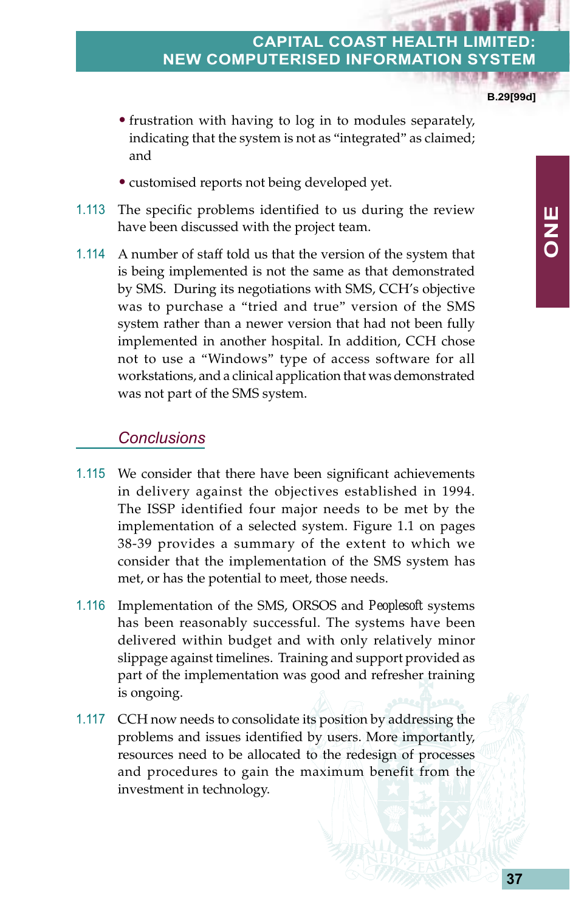- frustration with having to log in to modules separately, indicating that the system is not as "integrated" as claimed; and
- customised reports not being developed yet.

1.113 The specific problems identified to us during the review have been discussed with the project team.

1.114 A number of staff told us that the version of the system that is being implemented is not the same as that demonstrated by SMS. During its negotiations with SMS, CCH's objective was to purchase a "tried and true" version of the SMS system rather than a newer version that had not been fully implemented in another hospital. In addition, CCH chose not to use a "Windows" type of access software for all workstations, and a clinical application that was demonstrated was not part of the SMS system.

### *Conclusions*

1.115 We consider that there have been significant achievements in delivery against the objectives established in 1994. The ISSP identified four major needs to be met by the implementation of a selected system. Figure 1.1 on pages 38-39 provides a summary of the extent to which we consider that the implementation of the SMS system has met, or has the potential to meet, those needs.

1.116 Implementation of the SMS, ORSOS and *Peoplesoft* systems has been reasonably successful. The systems have been delivered within budget and with only relatively minor slippage against timelines. Training and support provided as part of the implementation was good and refresher training is ongoing.

1.117 CCH now needs to consolidate its position by addressing the problems and issues identified by users. More importantly, resources need to be allocated to the redesign of processes and procedures to gain the maximum benefit from the investment in technology.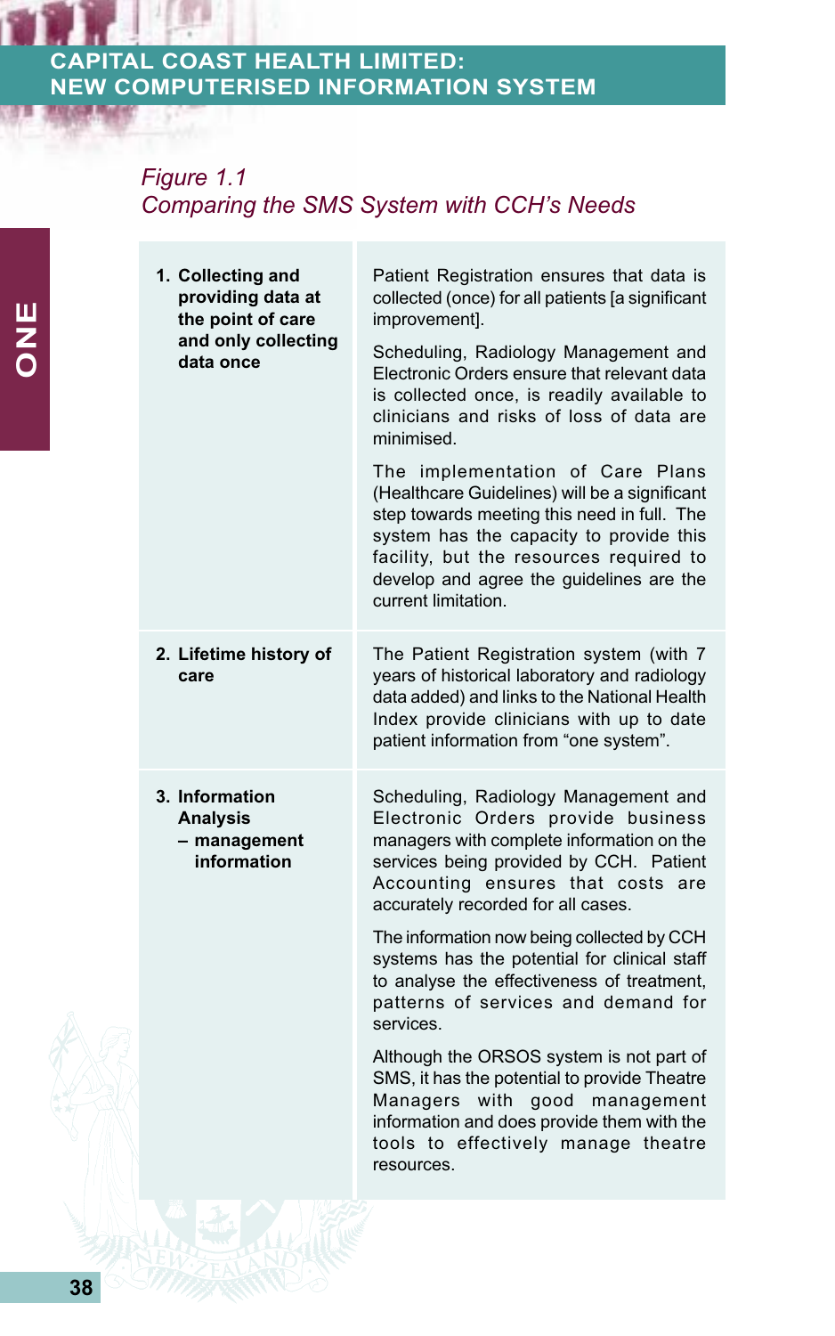*Figure 1.1*
*Comparing the SMS System with CCH's Needs*

| | |
|---|---|
| **1. Collecting and providing data at the point of care and only collecting data once** | Patient Registration ensures that data is collected (once) for all patients [a significant improvement].<br><br>Scheduling, Radiology Management and Electronic Orders ensure that relevant data is collected once, is readily available to clinicians and risks of loss of data are minimised.<br><br>The implementation of Care Plans (Healthcare Guidelines) will be a significant step towards meeting this need in full. The system has the capacity to provide this facility, but the resources required to develop and agree the guidelines are the current limitation. |
| **2. Lifetime history of care** | The Patient Registration system (with 7 years of historical laboratory and radiology data added) and links to the National Health Index provide clinicians with up to date patient information from "one system". |
| **3. Information Analysis – management information** | Scheduling, Radiology Management and Electronic Orders provide business managers with complete information on the services being provided by CCH. Patient Accounting ensures that costs are accurately recorded for all cases.<br><br>The information now being collected by CCH systems has the potential for clinical staff to analyse the effectiveness of treatment, patterns of services and demand for services.<br><br>Although the ORSOS system is not part of SMS, it has the potential to provide Theatre Managers with good management information and does provide them with the tools to effectively manage theatre resources. |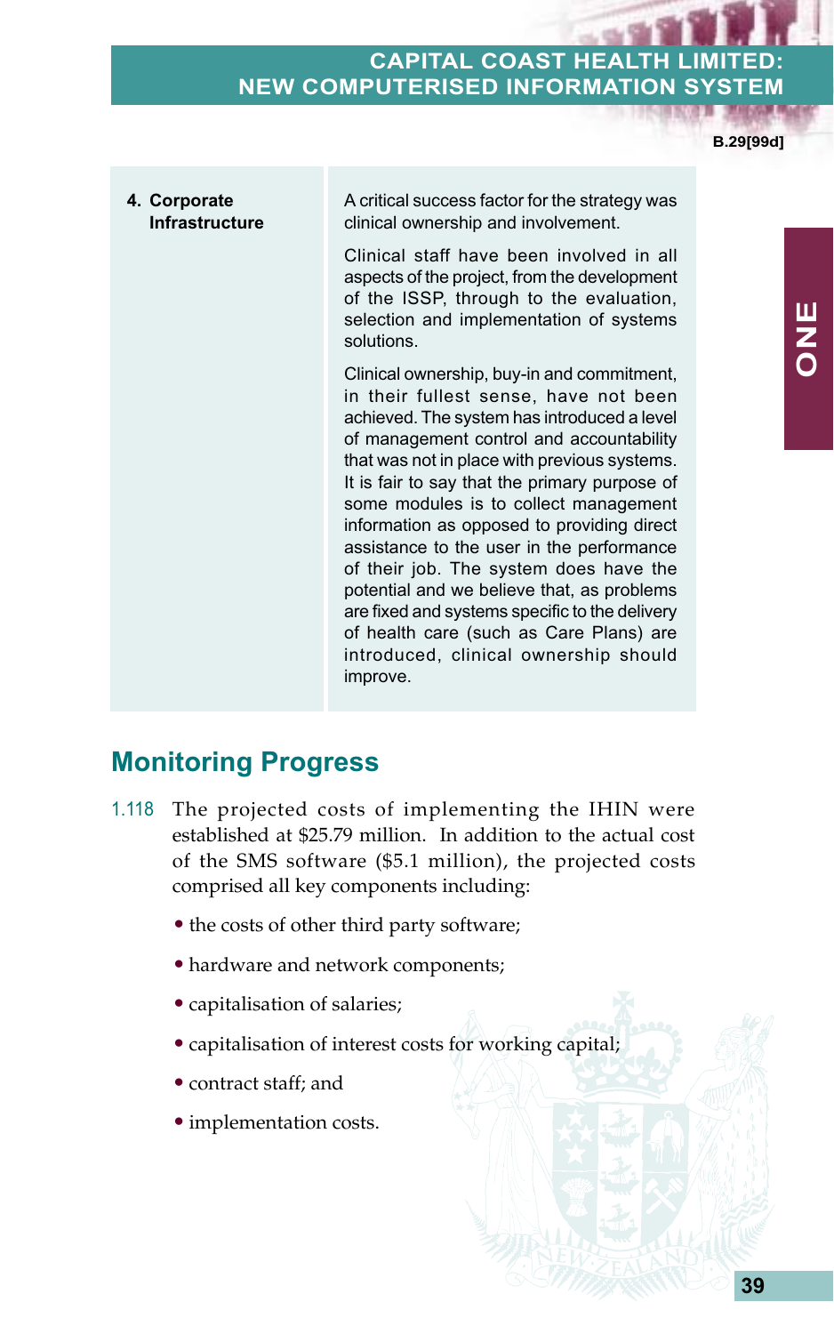| 4. Corporate Infrastructure | A critical success factor for the strategy was clinical ownership and involvement.<br><br>Clinical staff have been involved in all aspects of the project, from the development of the ISSP, through to the evaluation, selection and implementation of systems solutions.<br><br>Clinical ownership, buy-in and commitment, in their fullest sense, have not been achieved. The system has introduced a level of management control and accountability that was not in place with previous systems. It is fair to say that the primary purpose of some modules is to collect management information as opposed to providing direct assistance to the user in the performance of their job. The system does have the potential and we believe that, as problems are fixed and systems specific to the delivery of health care (such as Care Plans) are introduced, clinical ownership should improve. |
|---|---|

## Monitoring Progress

1.118 The projected costs of implementing the IHIN were established at $25.79 million. In addition to the actual cost of the SMS software ($5.1 million), the projected costs comprised all key components including:

- the costs of other third party software;
- hardware and network components;
- capitalisation of salaries;
- capitalisation of interest costs for working capital;
- contract staff; and
- implementation costs.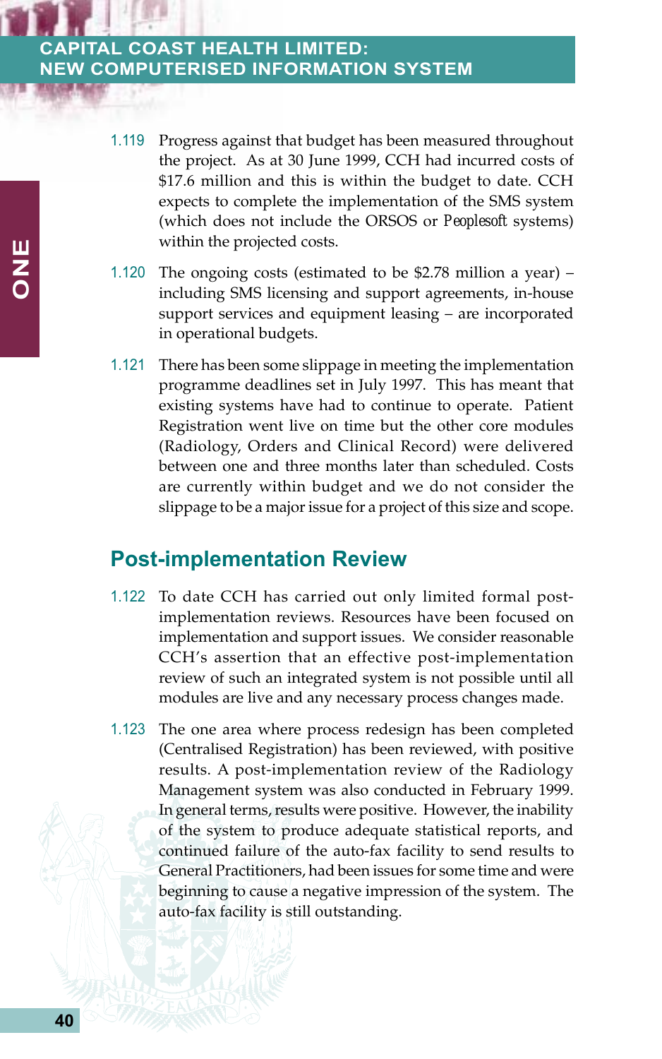1.119 Progress against that budget has been measured throughout the project. As at 30 June 1999, CCH had incurred costs of $17.6 million and this is within the budget to date. CCH expects to complete the implementation of the SMS system (which does not include the ORSOS or *Peoplesoft* systems) within the projected costs.

1.120 The ongoing costs (estimated to be $2.78 million a year) – including SMS licensing and support agreements, in-house support services and equipment leasing – are incorporated in operational budgets.

1.121 There has been some slippage in meeting the implementation programme deadlines set in July 1997. This has meant that existing systems have had to continue to operate. Patient Registration went live on time but the other core modules (Radiology, Orders and Clinical Record) were delivered between one and three months later than scheduled. Costs are currently within budget and we do not consider the slippage to be a major issue for a project of this size and scope.

## Post-implementation Review

1.122 To date CCH has carried out only limited formal post-implementation reviews. Resources have been focused on implementation and support issues. We consider reasonable CCH's assertion that an effective post-implementation review of such an integrated system is not possible until all modules are live and any necessary process changes made.

1.123 The one area where process redesign has been completed (Centralised Registration) has been reviewed, with positive results. A post-implementation review of the Radiology Management system was also conducted in February 1999. In general terms, results were positive. However, the inability of the system to produce adequate statistical reports, and continued failure of the auto-fax facility to send results to General Practitioners, had been issues for some time and were beginning to cause a negative impression of the system. The auto-fax facility is still outstanding.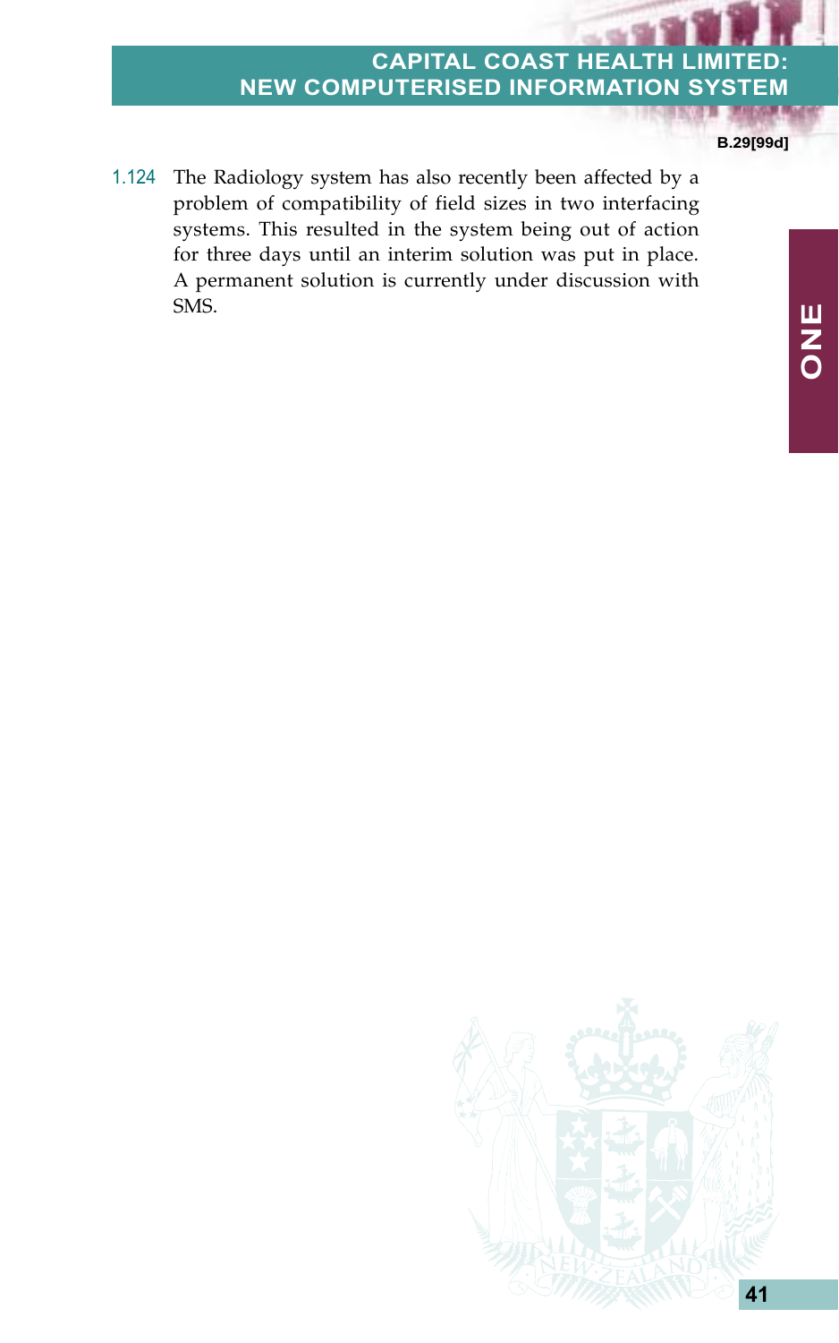1.124 The Radiology system has also recently been affected by a problem of compatibility of field sizes in two interfacing systems. This resulted in the system being out of action for three days until an interim solution was put in place. A permanent solution is currently under discussion with SMS.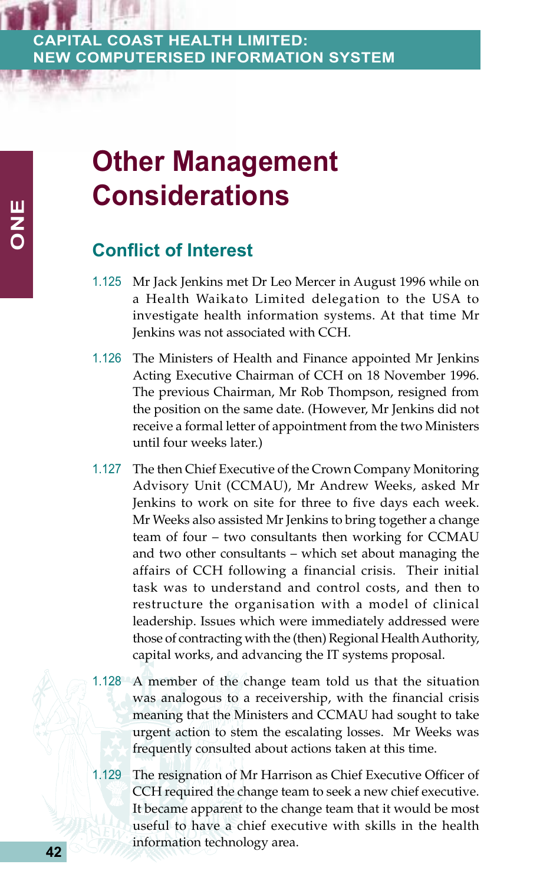# Other Management Considerations

## Conflict of Interest

1.125 Mr Jack Jenkins met Dr Leo Mercer in August 1996 while on a Health Waikato Limited delegation to the USA to investigate health information systems. At that time Mr Jenkins was not associated with CCH.

1.126 The Ministers of Health and Finance appointed Mr Jenkins Acting Executive Chairman of CCH on 18 November 1996. The previous Chairman, Mr Rob Thompson, resigned from the position on the same date. (However, Mr Jenkins did not receive a formal letter of appointment from the two Ministers until four weeks later.)

1.127 The then Chief Executive of the Crown Company Monitoring Advisory Unit (CCMAU), Mr Andrew Weeks, asked Mr Jenkins to work on site for three to five days each week. Mr Weeks also assisted Mr Jenkins to bring together a change team of four – two consultants then working for CCMAU and two other consultants – which set about managing the affairs of CCH following a financial crisis. Their initial task was to understand and control costs, and then to restructure the organisation with a model of clinical leadership. Issues which were immediately addressed were those of contracting with the (then) Regional Health Authority, capital works, and advancing the IT systems proposal.

1.128 A member of the change team told us that the situation was analogous to a receivership, with the financial crisis meaning that the Ministers and CCMAU had sought to take urgent action to stem the escalating losses. Mr Weeks was frequently consulted about actions taken at this time.

1.129 The resignation of Mr Harrison as Chief Executive Officer of CCH required the change team to seek a new chief executive. It became apparent to the change team that it would be most useful to have a chief executive with skills in the health information technology area.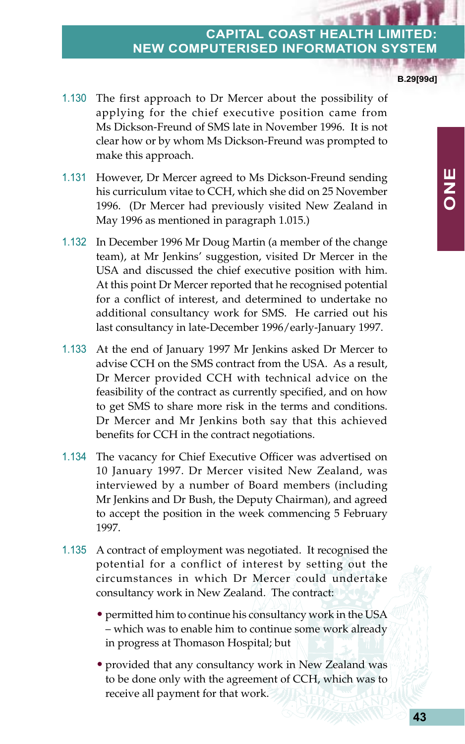1.130 The first approach to Dr Mercer about the possibility of applying for the chief executive position came from Ms Dickson-Freund of SMS late in November 1996. It is not clear how or by whom Ms Dickson-Freund was prompted to make this approach.

1.131 However, Dr Mercer agreed to Ms Dickson-Freund sending his curriculum vitae to CCH, which she did on 25 November 1996. (Dr Mercer had previously visited New Zealand in May 1996 as mentioned in paragraph 1.015.)

1.132 In December 1996 Mr Doug Martin (a member of the change team), at Mr Jenkins' suggestion, visited Dr Mercer in the USA and discussed the chief executive position with him. At this point Dr Mercer reported that he recognised potential for a conflict of interest, and determined to undertake no additional consultancy work for SMS. He carried out his last consultancy in late-December 1996/early-January 1997.

1.133 At the end of January 1997 Mr Jenkins asked Dr Mercer to advise CCH on the SMS contract from the USA. As a result, Dr Mercer provided CCH with technical advice on the feasibility of the contract as currently specified, and on how to get SMS to share more risk in the terms and conditions. Dr Mercer and Mr Jenkins both say that this achieved benefits for CCH in the contract negotiations.

1.134 The vacancy for Chief Executive Officer was advertised on 10 January 1997. Dr Mercer visited New Zealand, was interviewed by a number of Board members (including Mr Jenkins and Dr Bush, the Deputy Chairman), and agreed to accept the position in the week commencing 5 February 1997.

1.135 A contract of employment was negotiated. It recognised the potential for a conflict of interest by setting out the circumstances in which Dr Mercer could undertake consultancy work in New Zealand. The contract:

- permitted him to continue his consultancy work in the USA – which was to enable him to continue some work already in progress at Thomason Hospital; but
- provided that any consultancy work in New Zealand was to be done only with the agreement of CCH, which was to receive all payment for that work.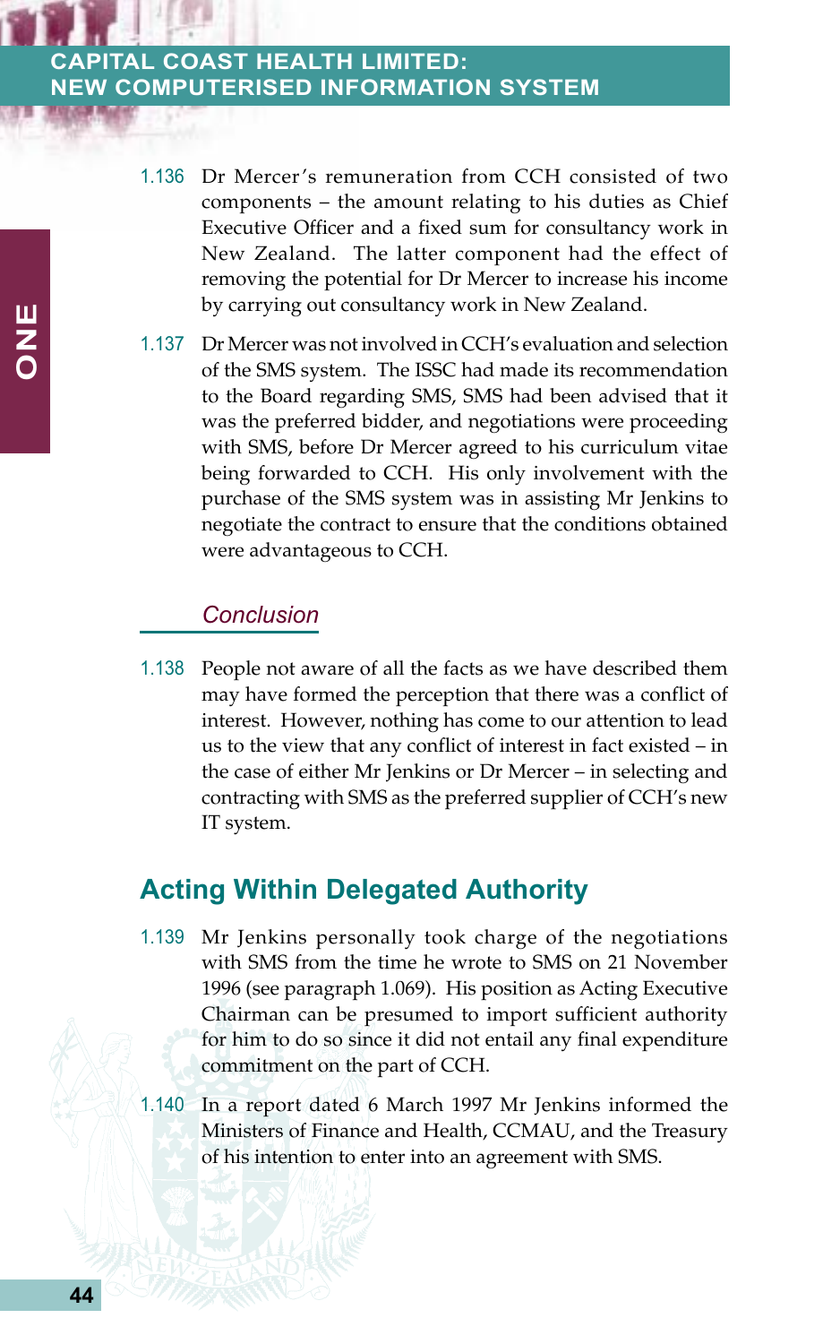1.136 Dr Mercer's remuneration from CCH consisted of two components – the amount relating to his duties as Chief Executive Officer and a fixed sum for consultancy work in New Zealand. The latter component had the effect of removing the potential for Dr Mercer to increase his income by carrying out consultancy work in New Zealand.

1.137 Dr Mercer was not involved in CCH's evaluation and selection of the SMS system. The ISSC had made its recommendation to the Board regarding SMS, SMS had been advised that it was the preferred bidder, and negotiations were proceeding with SMS, before Dr Mercer agreed to his curriculum vitae being forwarded to CCH. His only involvement with the purchase of the SMS system was in assisting Mr Jenkins to negotiate the contract to ensure that the conditions obtained were advantageous to CCH.

### *Conclusion*

1.138 People not aware of all the facts as we have described them may have formed the perception that there was a conflict of interest. However, nothing has come to our attention to lead us to the view that any conflict of interest in fact existed – in the case of either Mr Jenkins or Dr Mercer – in selecting and contracting with SMS as the preferred supplier of CCH's new IT system.

## Acting Within Delegated Authority

1.139 Mr Jenkins personally took charge of the negotiations with SMS from the time he wrote to SMS on 21 November 1996 (see paragraph 1.069). His position as Acting Executive Chairman can be presumed to import sufficient authority for him to do so since it did not entail any final expenditure commitment on the part of CCH.

1.140 In a report dated 6 March 1997 Mr Jenkins informed the Ministers of Finance and Health, CCMAU, and the Treasury of his intention to enter into an agreement with SMS.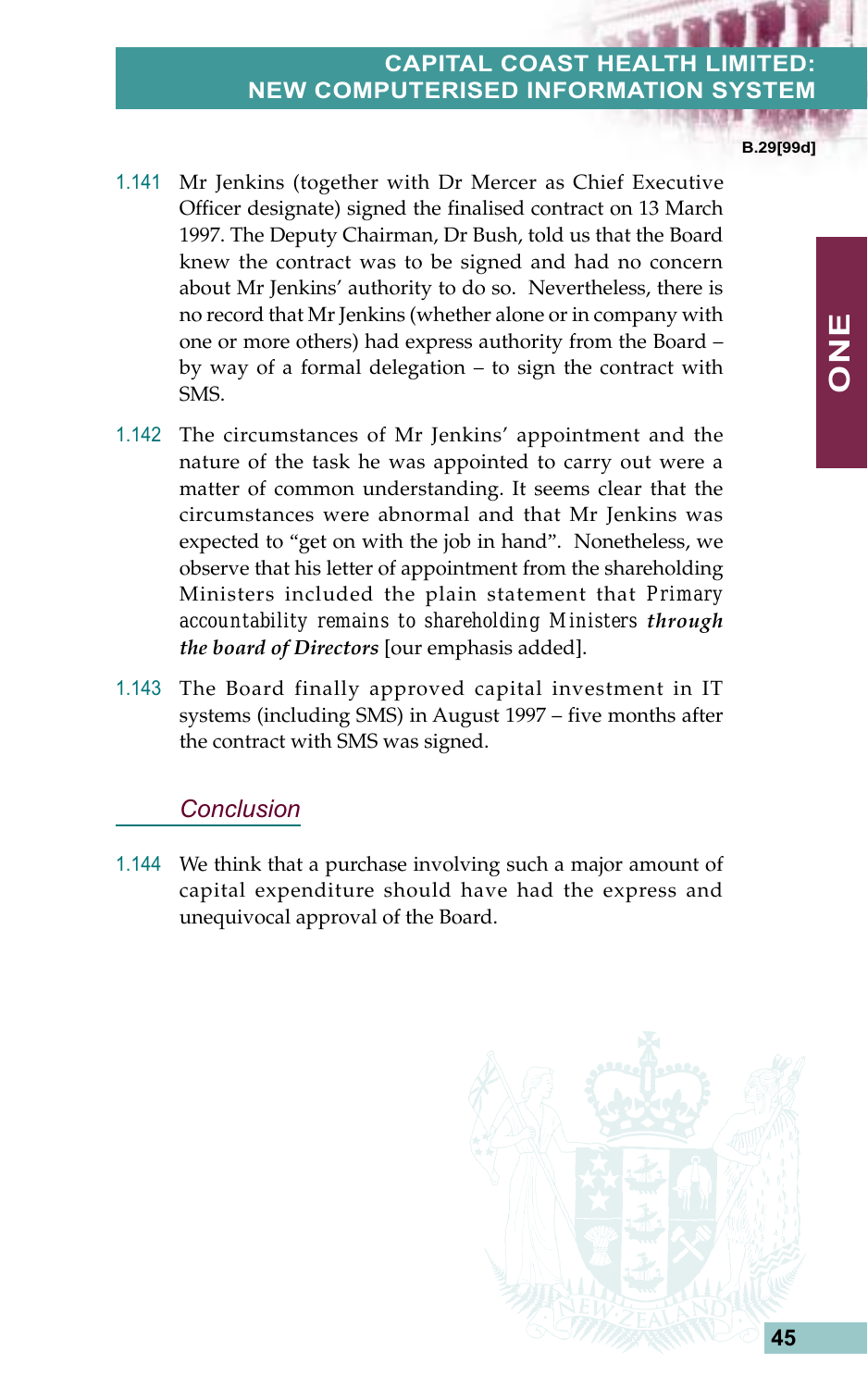1.141 Mr Jenkins (together with Dr Mercer as Chief Executive Officer designate) signed the finalised contract on 13 March 1997. The Deputy Chairman, Dr Bush, told us that the Board knew the contract was to be signed and had no concern about Mr Jenkins' authority to do so. Nevertheless, there is no record that Mr Jenkins (whether alone or in company with one or more others) had express authority from the Board – by way of a formal delegation – to sign the contract with SMS.

1.142 The circumstances of Mr Jenkins' appointment and the nature of the task he was appointed to carry out were a matter of common understanding. It seems clear that the circumstances were abnormal and that Mr Jenkins was expected to "get on with the job in hand". Nonetheless, we observe that his letter of appointment from the shareholding Ministers included the plain statement that Primary accountability remains to shareholding Ministers ***through the board of Directors*** [our emphasis added].

1.143 The Board finally approved capital investment in IT systems (including SMS) in August 1997 – five months after the contract with SMS was signed.

## Conclusion

1.144 We think that a purchase involving such a major amount of capital expenditure should have had the express and unequivocal approval of the Board.